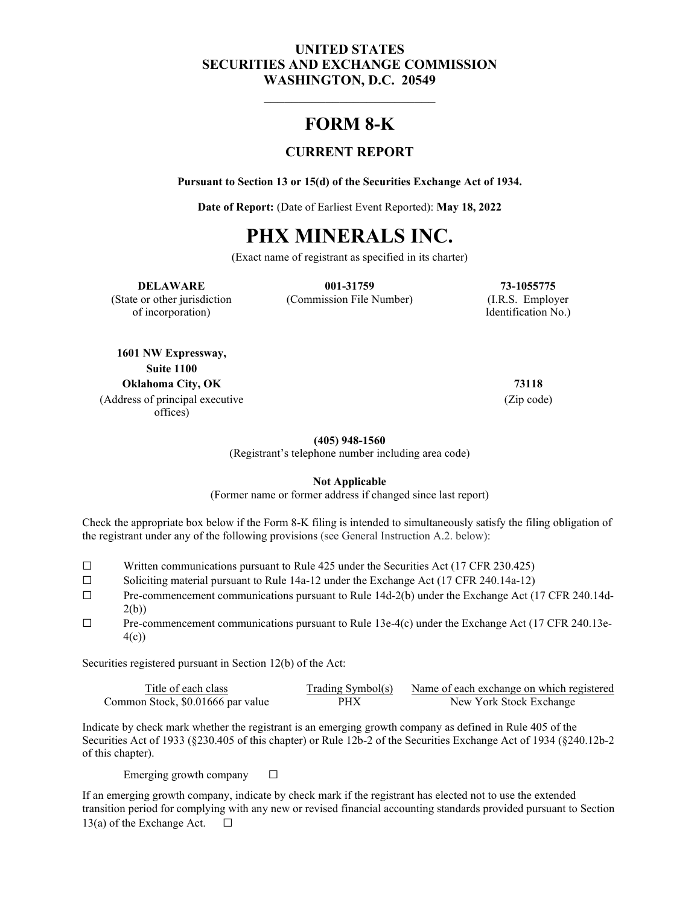**UNITED STATES**
**SECURITIES AND EXCHANGE COMMISSION**
**WASHINGTON, D.C. 20549**

---

# FORM 8-K

## CURRENT REPORT

**Pursuant to Section 13 or 15(d) of the Securities Exchange Act of 1934.**

**Date of Report:** (Date of Earliest Event Reported): **May 18, 2022**

# PHX MINERALS INC.

(Exact name of registrant as specified in its charter)

| **DELAWARE** | **001-31759** | **73-1055775** |
|---|---|---|
| (State or other jurisdiction of incorporation) | (Commission File Number) | (I.R.S. Employer Identification No.) |

| **1601 NW Expressway, Suite 1100 Oklahoma City, OK** | **73118** |
|---|---|
| (Address of principal executive offices) | (Zip code) |

**(405) 948-1560**
(Registrant's telephone number including area code)

**Not Applicable**
(Former name or former address if changed since last report)

Check the appropriate box below if the Form 8-K filing is intended to simultaneously satisfy the filing obligation of the registrant under any of the following provisions (see General Instruction A.2. below):

☐ Written communications pursuant to Rule 425 under the Securities Act (17 CFR 230.425)
☐ Soliciting material pursuant to Rule 14a-12 under the Exchange Act (17 CFR 240.14a-12)
☐ Pre-commencement communications pursuant to Rule 14d-2(b) under the Exchange Act (17 CFR 240.14d-2(b))
☐ Pre-commencement communications pursuant to Rule 13e-4(c) under the Exchange Act (17 CFR 240.13e-4(c))

Securities registered pursuant in Section 12(b) of the Act:

| Title of each class | Trading Symbol(s) | Name of each exchange on which registered |
|---|---|---|
| Common Stock, $0.01666 par value | PHX | New York Stock Exchange |

Indicate by check mark whether the registrant is an emerging growth company as defined in Rule 405 of the Securities Act of 1933 (§230.405 of this chapter) or Rule 12b-2 of the Securities Exchange Act of 1934 (§240.12b-2 of this chapter).

Emerging growth company ☐

If an emerging growth company, indicate by check mark if the registrant has elected not to use the extended transition period for complying with any new or revised financial accounting standards provided pursuant to Section 13(a) of the Exchange Act. ☐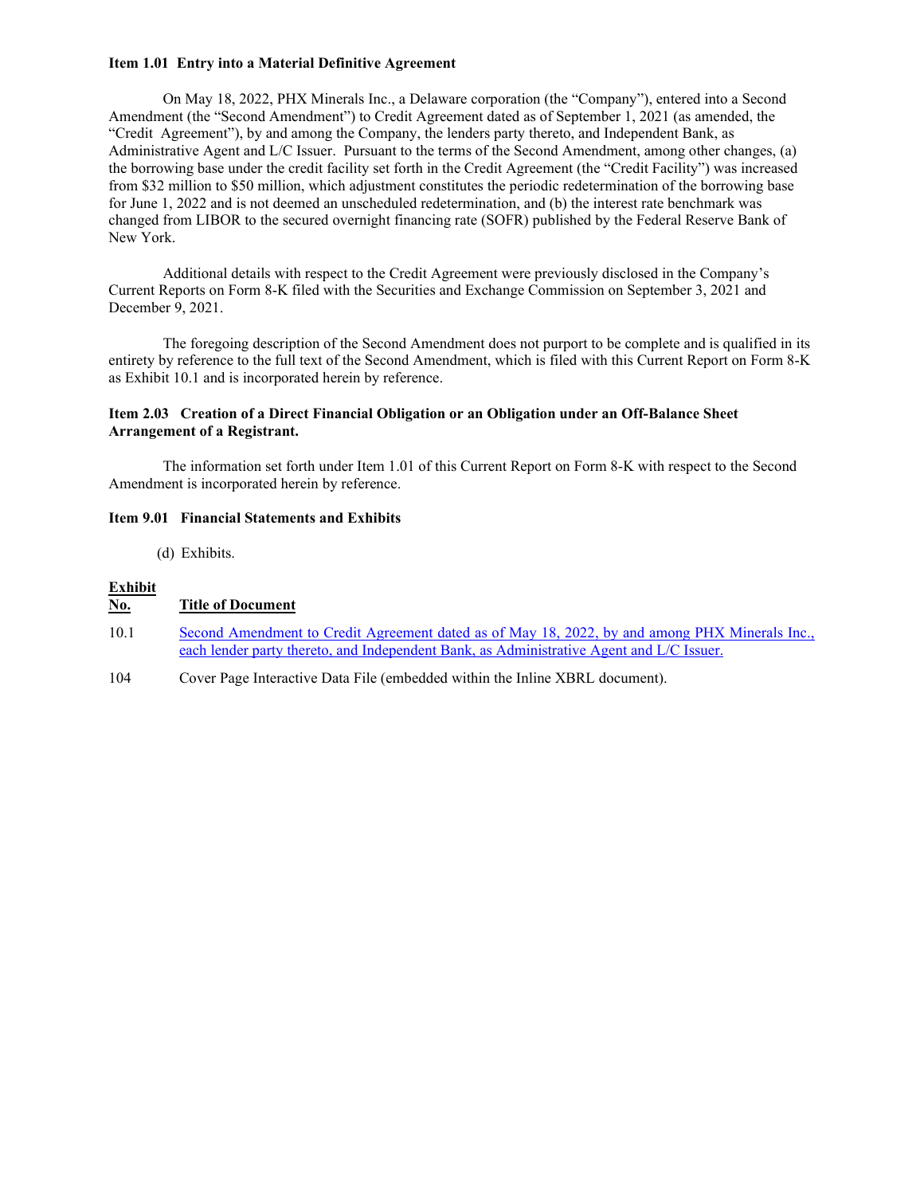**Item 1.01 Entry into a Material Definitive Agreement**

On May 18, 2022, PHX Minerals Inc., a Delaware corporation (the "Company"), entered into a Second Amendment (the "Second Amendment") to Credit Agreement dated as of September 1, 2021 (as amended, the "Credit Agreement"), by and among the Company, the lenders party thereto, and Independent Bank, as Administrative Agent and L/C Issuer. Pursuant to the terms of the Second Amendment, among other changes, (a) the borrowing base under the credit facility set forth in the Credit Agreement (the "Credit Facility") was increased from $32 million to $50 million, which adjustment constitutes the periodic redetermination of the borrowing base for June 1, 2022 and is not deemed an unscheduled redetermination, and (b) the interest rate benchmark was changed from LIBOR to the secured overnight financing rate (SOFR) published by the Federal Reserve Bank of New York.

Additional details with respect to the Credit Agreement were previously disclosed in the Company's Current Reports on Form 8-K filed with the Securities and Exchange Commission on September 3, 2021 and December 9, 2021.

The foregoing description of the Second Amendment does not purport to be complete and is qualified in its entirety by reference to the full text of the Second Amendment, which is filed with this Current Report on Form 8-K as Exhibit 10.1 and is incorporated herein by reference.

**Item 2.03 Creation of a Direct Financial Obligation or an Obligation under an Off-Balance Sheet Arrangement of a Registrant.**

The information set forth under Item 1.01 of this Current Report on Form 8-K with respect to the Second Amendment is incorporated herein by reference.

**Item 9.01 Financial Statements and Exhibits**

(d) Exhibits.

| Exhibit No. | Title of Document |
| --- | --- |
| 10.1 | Second Amendment to Credit Agreement dated as of May 18, 2022, by and among PHX Minerals Inc., each lender party thereto, and Independent Bank, as Administrative Agent and L/C Issuer. |
| 104 | Cover Page Interactive Data File (embedded within the Inline XBRL document). |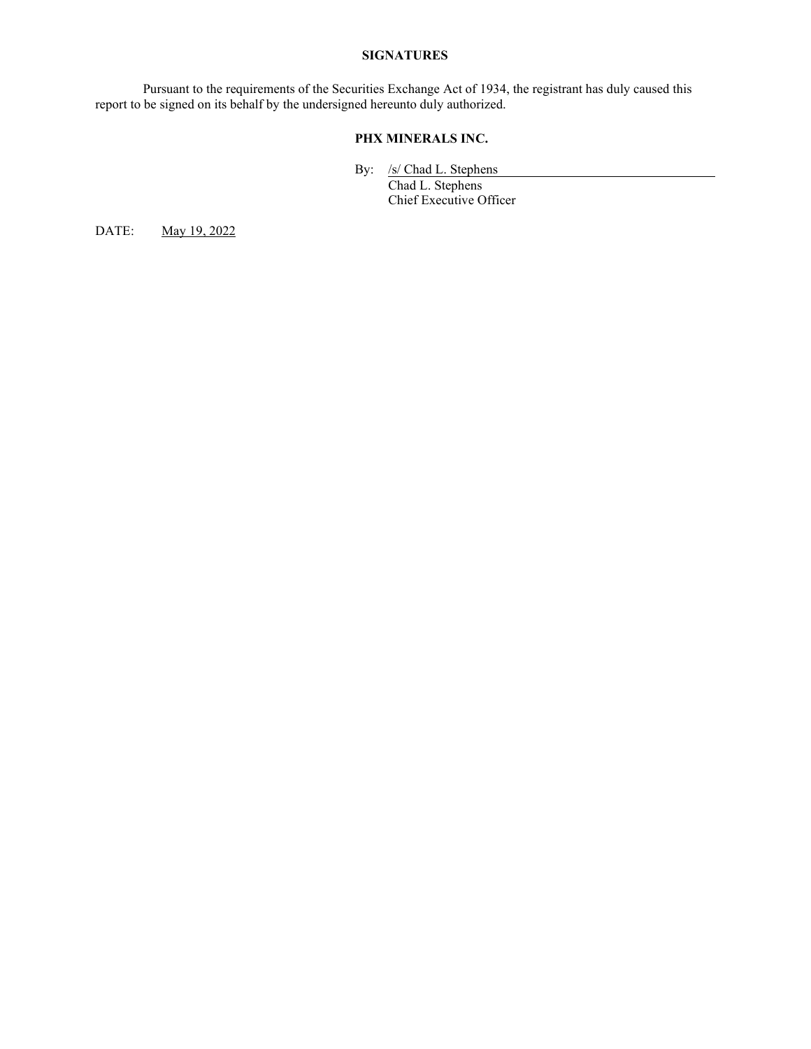**SIGNATURES**

Pursuant to the requirements of the Securities Exchange Act of 1934, the registrant has duly caused this report to be signed on its behalf by the undersigned hereunto duly authorized.

**PHX MINERALS INC.**

By: /s/ Chad L. Stephens
Chad L. Stephens
Chief Executive Officer

DATE: May 19, 2022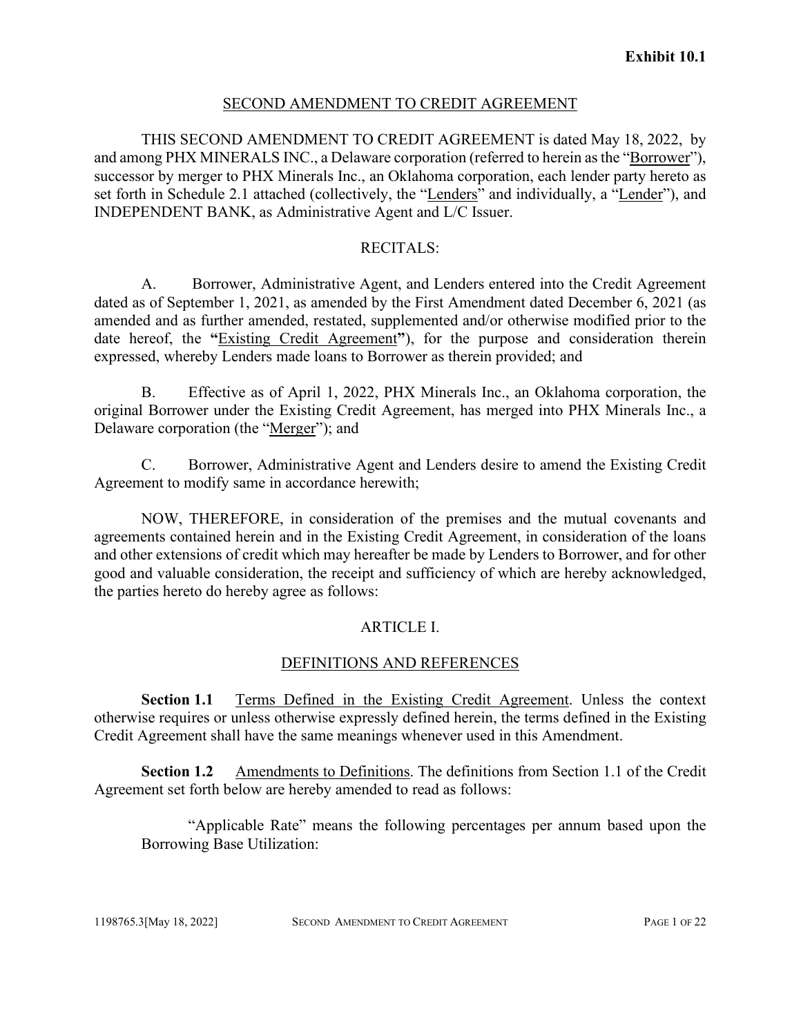**Exhibit 10.1**

SECOND AMENDMENT TO CREDIT AGREEMENT

THIS SECOND AMENDMENT TO CREDIT AGREEMENT is dated May 18, 2022, by and among PHX MINERALS INC., a Delaware corporation (referred to herein as the "Borrower"), successor by merger to PHX Minerals Inc., an Oklahoma corporation, each lender party hereto as set forth in Schedule 2.1 attached (collectively, the "Lenders" and individually, a "Lender"), and INDEPENDENT BANK, as Administrative Agent and L/C Issuer.

RECITALS:

A. Borrower, Administrative Agent, and Lenders entered into the Credit Agreement dated as of September 1, 2021, as amended by the First Amendment dated December 6, 2021 (as amended and as further amended, restated, supplemented and/or otherwise modified prior to the date hereof, the **"**Existing Credit Agreement**"**), for the purpose and consideration therein expressed, whereby Lenders made loans to Borrower as therein provided; and

B. Effective as of April 1, 2022, PHX Minerals Inc., an Oklahoma corporation, the original Borrower under the Existing Credit Agreement, has merged into PHX Minerals Inc., a Delaware corporation (the "Merger"); and

C. Borrower, Administrative Agent and Lenders desire to amend the Existing Credit Agreement to modify same in accordance herewith;

NOW, THEREFORE, in consideration of the premises and the mutual covenants and agreements contained herein and in the Existing Credit Agreement, in consideration of the loans and other extensions of credit which may hereafter be made by Lenders to Borrower, and for other good and valuable consideration, the receipt and sufficiency of which are hereby acknowledged, the parties hereto do hereby agree as follows:

ARTICLE I.

DEFINITIONS AND REFERENCES

**Section 1.1** Terms Defined in the Existing Credit Agreement. Unless the context otherwise requires or unless otherwise expressly defined herein, the terms defined in the Existing Credit Agreement shall have the same meanings whenever used in this Amendment.

**Section 1.2** Amendments to Definitions. The definitions from Section 1.1 of the Credit Agreement set forth below are hereby amended to read as follows:

"Applicable Rate" means the following percentages per annum based upon the Borrowing Base Utilization: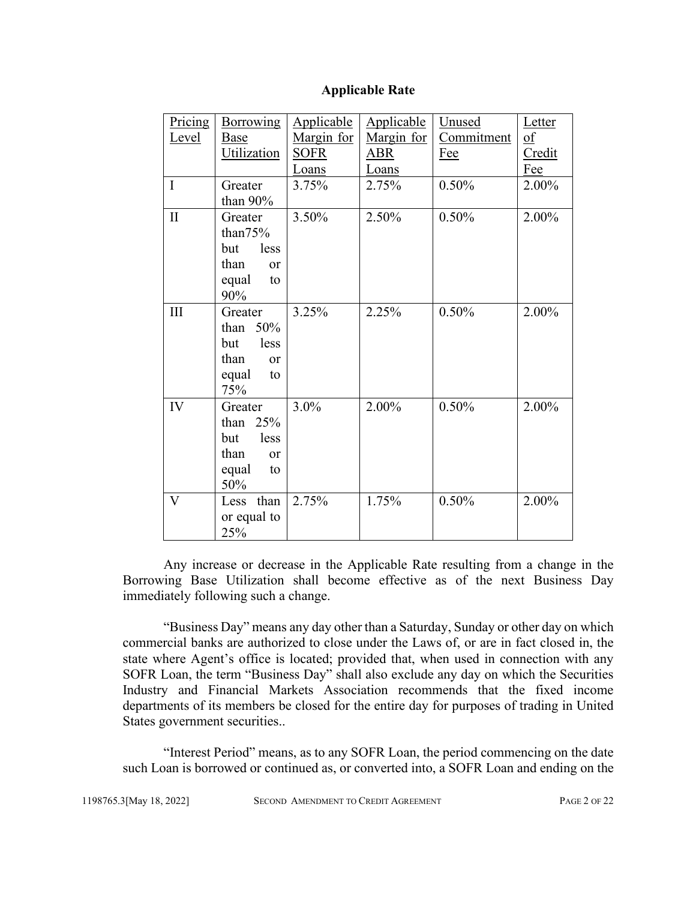**Applicable Rate**

| Pricing Level | Borrowing Base Utilization | Applicable Margin for SOFR Loans | Applicable Margin for ABR Loans | Unused Commitment Fee | Letter of Credit Fee |
|---|---|---|---|---|---|
| I | Greater than 90% | 3.75% | 2.75% | 0.50% | 2.00% |
| II | Greater than75% but less than or equal to 90% | 3.50% | 2.50% | 0.50% | 2.00% |
| III | Greater than 50% but less than or equal to 75% | 3.25% | 2.25% | 0.50% | 2.00% |
| IV | Greater than 25% but less than or equal to 50% | 3.0% | 2.00% | 0.50% | 2.00% |
| V | Less than or equal to 25% | 2.75% | 1.75% | 0.50% | 2.00% |

Any increase or decrease in the Applicable Rate resulting from a change in the Borrowing Base Utilization shall become effective as of the next Business Day immediately following such a change.

"Business Day" means any day other than a Saturday, Sunday or other day on which commercial banks are authorized to close under the Laws of, or are in fact closed in, the state where Agent's office is located; provided that, when used in connection with any SOFR Loan, the term "Business Day" shall also exclude any day on which the Securities Industry and Financial Markets Association recommends that the fixed income departments of its members be closed for the entire day for purposes of trading in United States government securities..

"Interest Period" means, as to any SOFR Loan, the period commencing on the date such Loan is borrowed or continued as, or converted into, a SOFR Loan and ending on the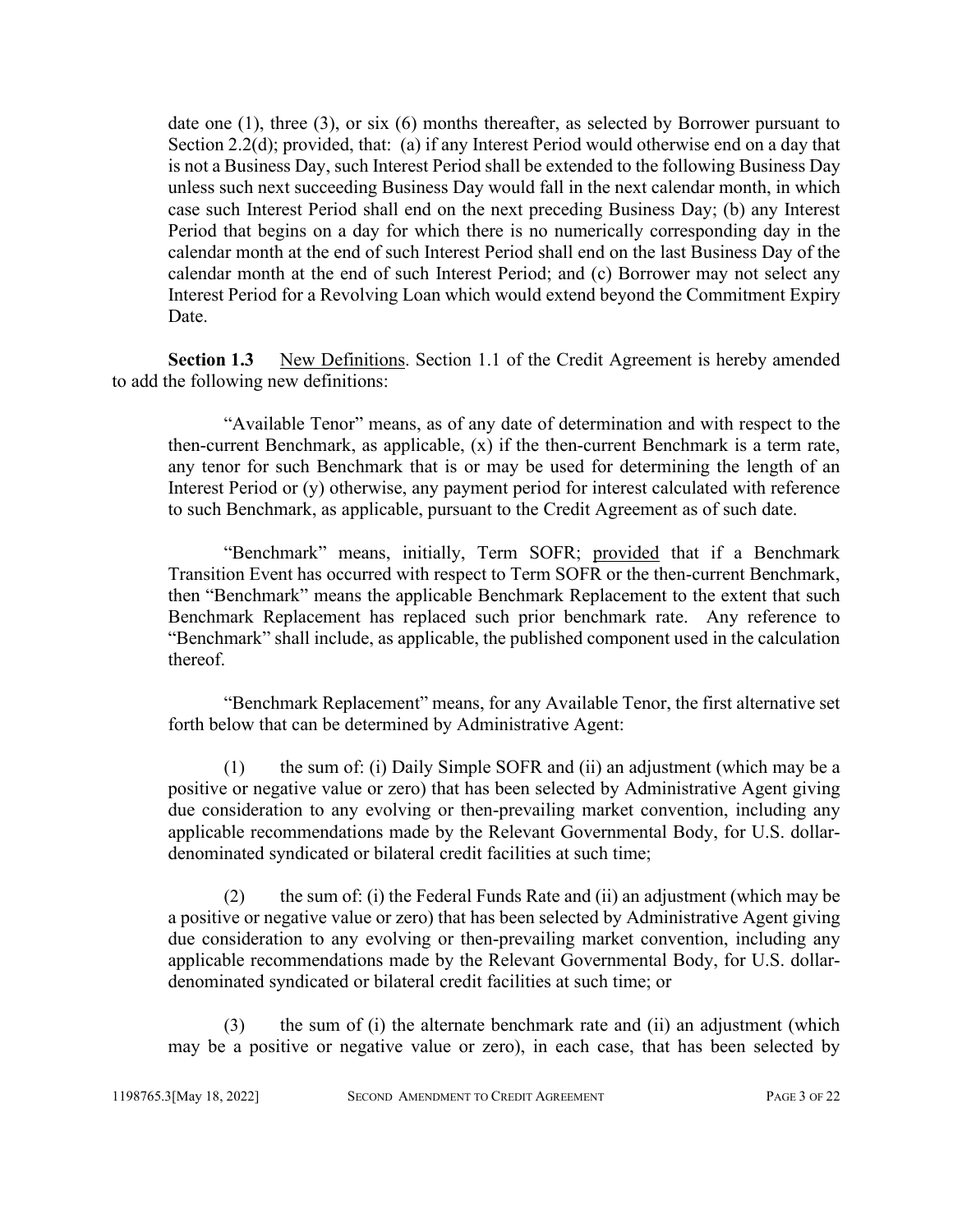date one (1), three (3), or six (6) months thereafter, as selected by Borrower pursuant to Section 2.2(d); provided, that: (a) if any Interest Period would otherwise end on a day that is not a Business Day, such Interest Period shall be extended to the following Business Day unless such next succeeding Business Day would fall in the next calendar month, in which case such Interest Period shall end on the next preceding Business Day; (b) any Interest Period that begins on a day for which there is no numerically corresponding day in the calendar month at the end of such Interest Period shall end on the last Business Day of the calendar month at the end of such Interest Period; and (c) Borrower may not select any Interest Period for a Revolving Loan which would extend beyond the Commitment Expiry Date.

**Section 1.3** New Definitions. Section 1.1 of the Credit Agreement is hereby amended to add the following new definitions:

"Available Tenor" means, as of any date of determination and with respect to the then-current Benchmark, as applicable, (x) if the then-current Benchmark is a term rate, any tenor for such Benchmark that is or may be used for determining the length of an Interest Period or (y) otherwise, any payment period for interest calculated with reference to such Benchmark, as applicable, pursuant to the Credit Agreement as of such date.

"Benchmark" means, initially, Term SOFR; provided that if a Benchmark Transition Event has occurred with respect to Term SOFR or the then-current Benchmark, then "Benchmark" means the applicable Benchmark Replacement to the extent that such Benchmark Replacement has replaced such prior benchmark rate. Any reference to "Benchmark" shall include, as applicable, the published component used in the calculation thereof.

"Benchmark Replacement" means, for any Available Tenor, the first alternative set forth below that can be determined by Administrative Agent:

(1) the sum of: (i) Daily Simple SOFR and (ii) an adjustment (which may be a positive or negative value or zero) that has been selected by Administrative Agent giving due consideration to any evolving or then-prevailing market convention, including any applicable recommendations made by the Relevant Governmental Body, for U.S. dollar-denominated syndicated or bilateral credit facilities at such time;

(2) the sum of: (i) the Federal Funds Rate and (ii) an adjustment (which may be a positive or negative value or zero) that has been selected by Administrative Agent giving due consideration to any evolving or then-prevailing market convention, including any applicable recommendations made by the Relevant Governmental Body, for U.S. dollar-denominated syndicated or bilateral credit facilities at such time; or

(3) the sum of (i) the alternate benchmark rate and (ii) an adjustment (which may be a positive or negative value or zero), in each case, that has been selected by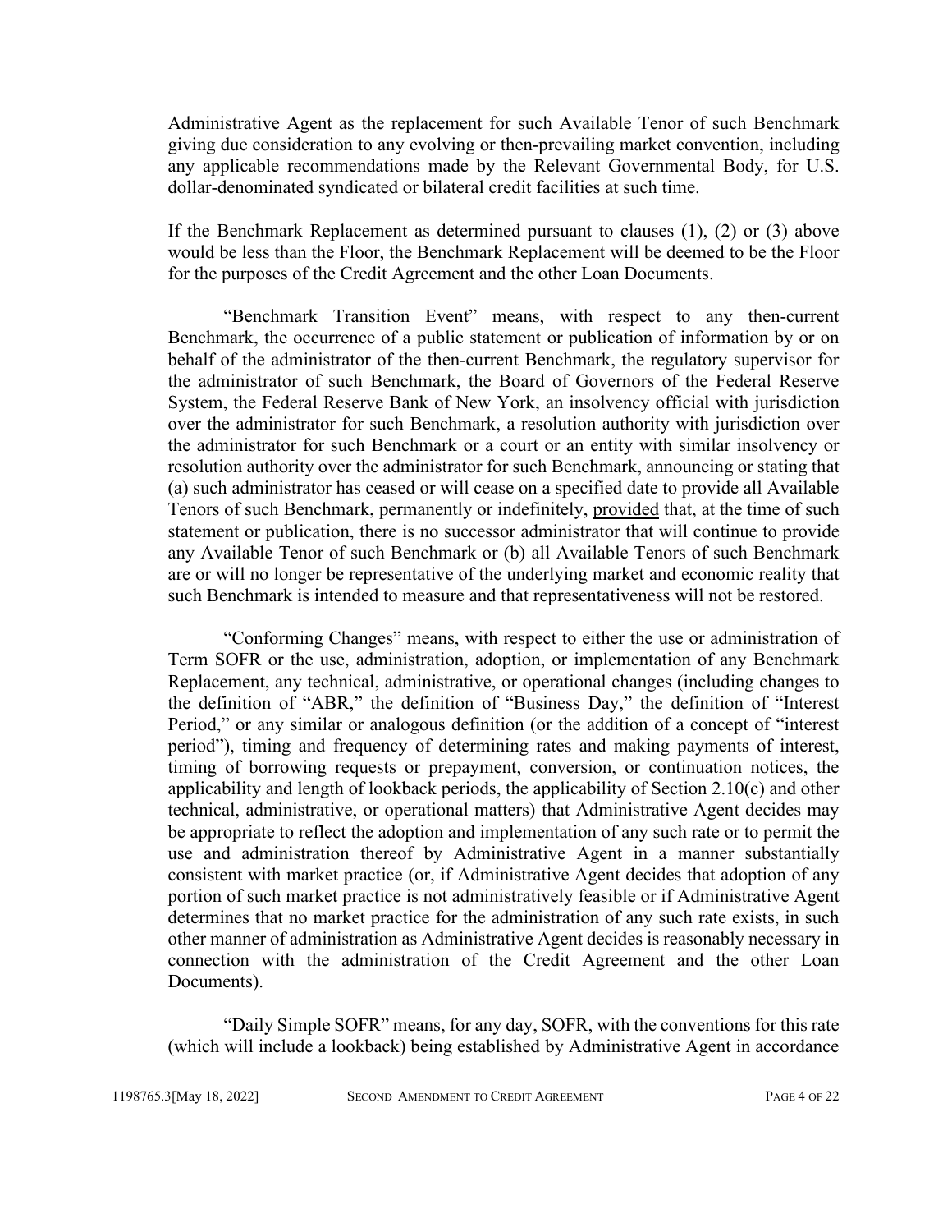Administrative Agent as the replacement for such Available Tenor of such Benchmark giving due consideration to any evolving or then-prevailing market convention, including any applicable recommendations made by the Relevant Governmental Body, for U.S. dollar-denominated syndicated or bilateral credit facilities at such time.

If the Benchmark Replacement as determined pursuant to clauses (1), (2) or (3) above would be less than the Floor, the Benchmark Replacement will be deemed to be the Floor for the purposes of the Credit Agreement and the other Loan Documents.

"Benchmark Transition Event" means, with respect to any then-current Benchmark, the occurrence of a public statement or publication of information by or on behalf of the administrator of the then-current Benchmark, the regulatory supervisor for the administrator of such Benchmark, the Board of Governors of the Federal Reserve System, the Federal Reserve Bank of New York, an insolvency official with jurisdiction over the administrator for such Benchmark, a resolution authority with jurisdiction over the administrator for such Benchmark or a court or an entity with similar insolvency or resolution authority over the administrator for such Benchmark, announcing or stating that (a) such administrator has ceased or will cease on a specified date to provide all Available Tenors of such Benchmark, permanently or indefinitely, provided that, at the time of such statement or publication, there is no successor administrator that will continue to provide any Available Tenor of such Benchmark or (b) all Available Tenors of such Benchmark are or will no longer be representative of the underlying market and economic reality that such Benchmark is intended to measure and that representativeness will not be restored.

"Conforming Changes" means, with respect to either the use or administration of Term SOFR or the use, administration, adoption, or implementation of any Benchmark Replacement, any technical, administrative, or operational changes (including changes to the definition of "ABR," the definition of "Business Day," the definition of "Interest Period," or any similar or analogous definition (or the addition of a concept of "interest period"), timing and frequency of determining rates and making payments of interest, timing of borrowing requests or prepayment, conversion, or continuation notices, the applicability and length of lookback periods, the applicability of Section 2.10(c) and other technical, administrative, or operational matters) that Administrative Agent decides may be appropriate to reflect the adoption and implementation of any such rate or to permit the use and administration thereof by Administrative Agent in a manner substantially consistent with market practice (or, if Administrative Agent decides that adoption of any portion of such market practice is not administratively feasible or if Administrative Agent determines that no market practice for the administration of any such rate exists, in such other manner of administration as Administrative Agent decides is reasonably necessary in connection with the administration of the Credit Agreement and the other Loan Documents).

"Daily Simple SOFR" means, for any day, SOFR, with the conventions for this rate (which will include a lookback) being established by Administrative Agent in accordance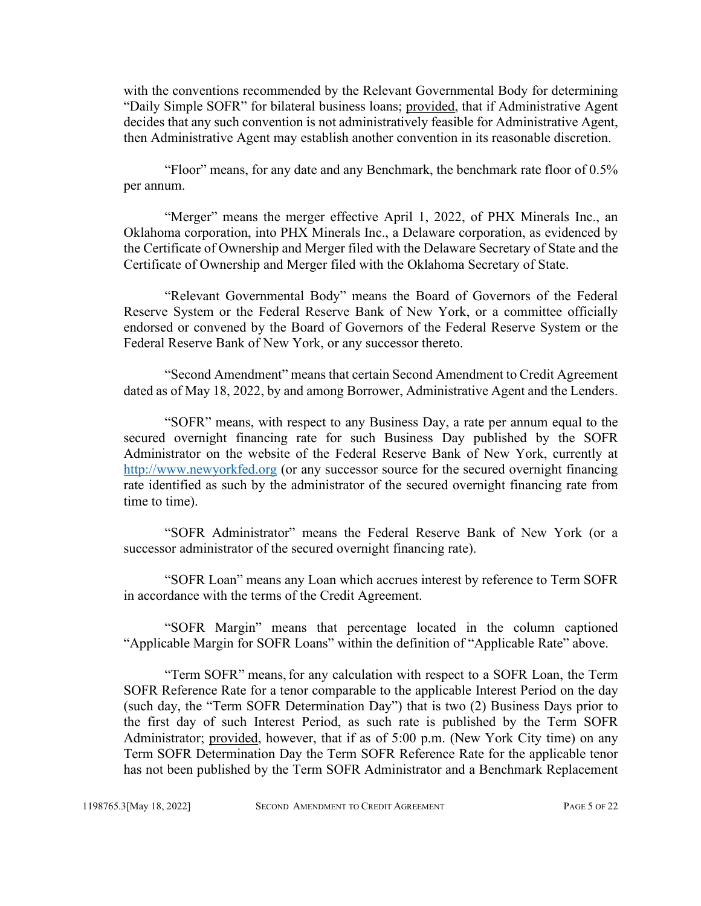with the conventions recommended by the Relevant Governmental Body for determining "Daily Simple SOFR" for bilateral business loans; provided, that if Administrative Agent decides that any such convention is not administratively feasible for Administrative Agent, then Administrative Agent may establish another convention in its reasonable discretion.

"Floor" means, for any date and any Benchmark, the benchmark rate floor of 0.5% per annum.

"Merger" means the merger effective April 1, 2022, of PHX Minerals Inc., an Oklahoma corporation, into PHX Minerals Inc., a Delaware corporation, as evidenced by the Certificate of Ownership and Merger filed with the Delaware Secretary of State and the Certificate of Ownership and Merger filed with the Oklahoma Secretary of State.

"Relevant Governmental Body" means the Board of Governors of the Federal Reserve System or the Federal Reserve Bank of New York, or a committee officially endorsed or convened by the Board of Governors of the Federal Reserve System or the Federal Reserve Bank of New York, or any successor thereto.

"Second Amendment" means that certain Second Amendment to Credit Agreement dated as of May 18, 2022, by and among Borrower, Administrative Agent and the Lenders.

"SOFR" means, with respect to any Business Day, a rate per annum equal to the secured overnight financing rate for such Business Day published by the SOFR Administrator on the website of the Federal Reserve Bank of New York, currently at http://www.newyorkfed.org (or any successor source for the secured overnight financing rate identified as such by the administrator of the secured overnight financing rate from time to time).

"SOFR Administrator" means the Federal Reserve Bank of New York (or a successor administrator of the secured overnight financing rate).

"SOFR Loan" means any Loan which accrues interest by reference to Term SOFR in accordance with the terms of the Credit Agreement.

"SOFR Margin" means that percentage located in the column captioned "Applicable Margin for SOFR Loans" within the definition of "Applicable Rate" above.

"Term SOFR" means, for any calculation with respect to a SOFR Loan, the Term SOFR Reference Rate for a tenor comparable to the applicable Interest Period on the day (such day, the "Term SOFR Determination Day") that is two (2) Business Days prior to the first day of such Interest Period, as such rate is published by the Term SOFR Administrator; provided, however, that if as of 5:00 p.m. (New York City time) on any Term SOFR Determination Day the Term SOFR Reference Rate for the applicable tenor has not been published by the Term SOFR Administrator and a Benchmark Replacement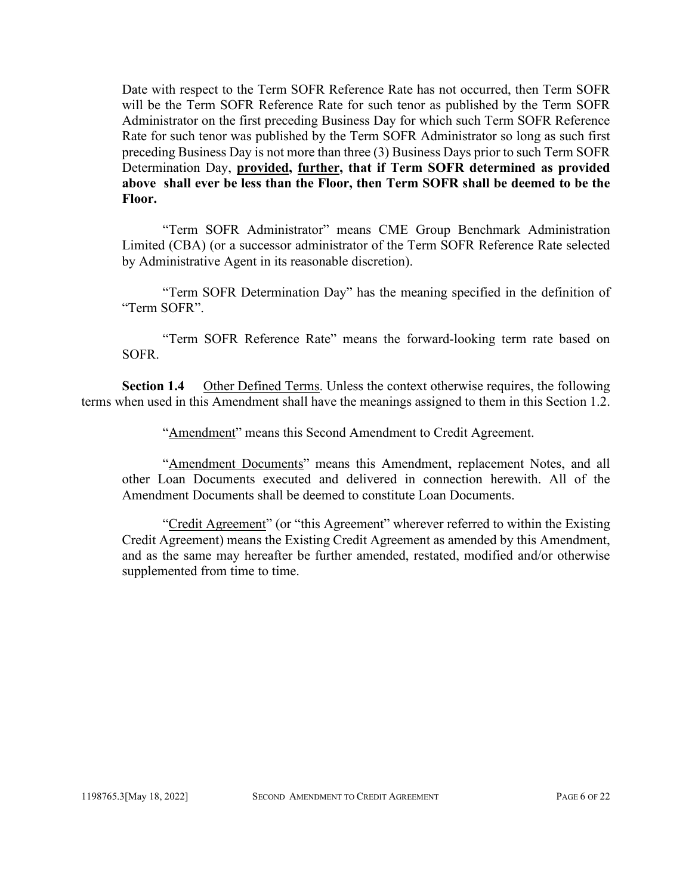Date with respect to the Term SOFR Reference Rate has not occurred, then Term SOFR will be the Term SOFR Reference Rate for such tenor as published by the Term SOFR Administrator on the first preceding Business Day for which such Term SOFR Reference Rate for such tenor was published by the Term SOFR Administrator so long as such first preceding Business Day is not more than three (3) Business Days prior to such Term SOFR Determination Day, **<u>provided</u>, <u>further</u>, that if Term SOFR determined as provided above shall ever be less than the Floor, then Term SOFR shall be deemed to be the Floor.**

"Term SOFR Administrator" means CME Group Benchmark Administration Limited (CBA) (or a successor administrator of the Term SOFR Reference Rate selected by Administrative Agent in its reasonable discretion).

"Term SOFR Determination Day" has the meaning specified in the definition of "Term SOFR".

"Term SOFR Reference Rate" means the forward-looking term rate based on SOFR.

**Section 1.4** <u>Other Defined Terms</u>. Unless the context otherwise requires, the following terms when used in this Amendment shall have the meanings assigned to them in this Section 1.2.

"<u>Amendment</u>" means this Second Amendment to Credit Agreement.

"<u>Amendment Documents</u>" means this Amendment, replacement Notes, and all other Loan Documents executed and delivered in connection herewith. All of the Amendment Documents shall be deemed to constitute Loan Documents.

"<u>Credit Agreement</u>" (or "this Agreement" wherever referred to within the Existing Credit Agreement) means the Existing Credit Agreement as amended by this Amendment, and as the same may hereafter be further amended, restated, modified and/or otherwise supplemented from time to time.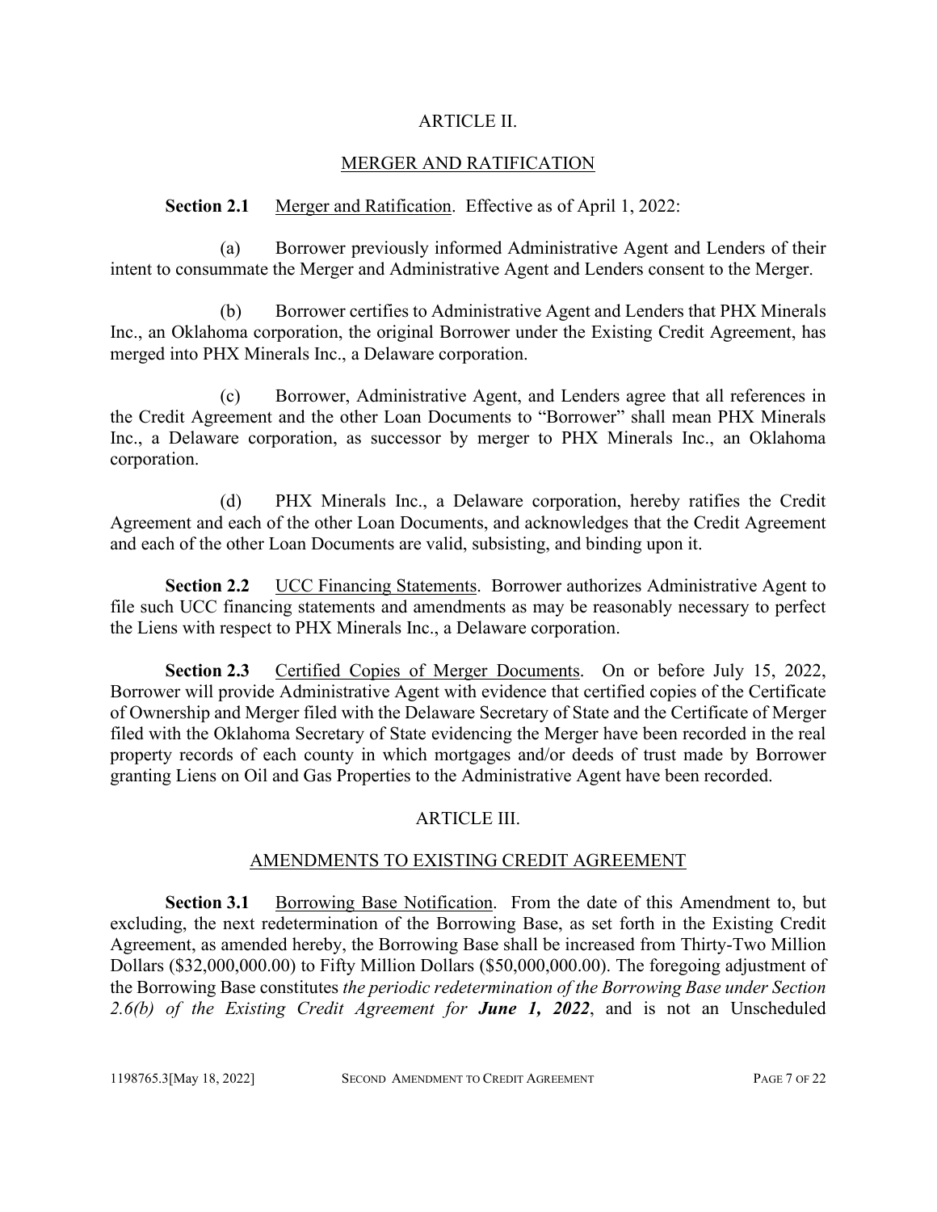## ARTICLE II.

## MERGER AND RATIFICATION

**Section 2.1** Merger and Ratification. Effective as of April 1, 2022:

(a) Borrower previously informed Administrative Agent and Lenders of their intent to consummate the Merger and Administrative Agent and Lenders consent to the Merger.

(b) Borrower certifies to Administrative Agent and Lenders that PHX Minerals Inc., an Oklahoma corporation, the original Borrower under the Existing Credit Agreement, has merged into PHX Minerals Inc., a Delaware corporation.

(c) Borrower, Administrative Agent, and Lenders agree that all references in the Credit Agreement and the other Loan Documents to "Borrower" shall mean PHX Minerals Inc., a Delaware corporation, as successor by merger to PHX Minerals Inc., an Oklahoma corporation.

(d) PHX Minerals Inc., a Delaware corporation, hereby ratifies the Credit Agreement and each of the other Loan Documents, and acknowledges that the Credit Agreement and each of the other Loan Documents are valid, subsisting, and binding upon it.

**Section 2.2** UCC Financing Statements. Borrower authorizes Administrative Agent to file such UCC financing statements and amendments as may be reasonably necessary to perfect the Liens with respect to PHX Minerals Inc., a Delaware corporation.

**Section 2.3** Certified Copies of Merger Documents. On or before July 15, 2022, Borrower will provide Administrative Agent with evidence that certified copies of the Certificate of Ownership and Merger filed with the Delaware Secretary of State and the Certificate of Merger filed with the Oklahoma Secretary of State evidencing the Merger have been recorded in the real property records of each county in which mortgages and/or deeds of trust made by Borrower granting Liens on Oil and Gas Properties to the Administrative Agent have been recorded.

## ARTICLE III.

## AMENDMENTS TO EXISTING CREDIT AGREEMENT

**Section 3.1** Borrowing Base Notification. From the date of this Amendment to, but excluding, the next redetermination of the Borrowing Base, as set forth in the Existing Credit Agreement, as amended hereby, the Borrowing Base shall be increased from Thirty-Two Million Dollars ($32,000,000.00) to Fifty Million Dollars ($50,000,000.00). The foregoing adjustment of the Borrowing Base constitutes *the periodic redetermination of the Borrowing Base under Section 2.6(b) of the Existing Credit Agreement for **June 1, 2022***, and is not an Unscheduled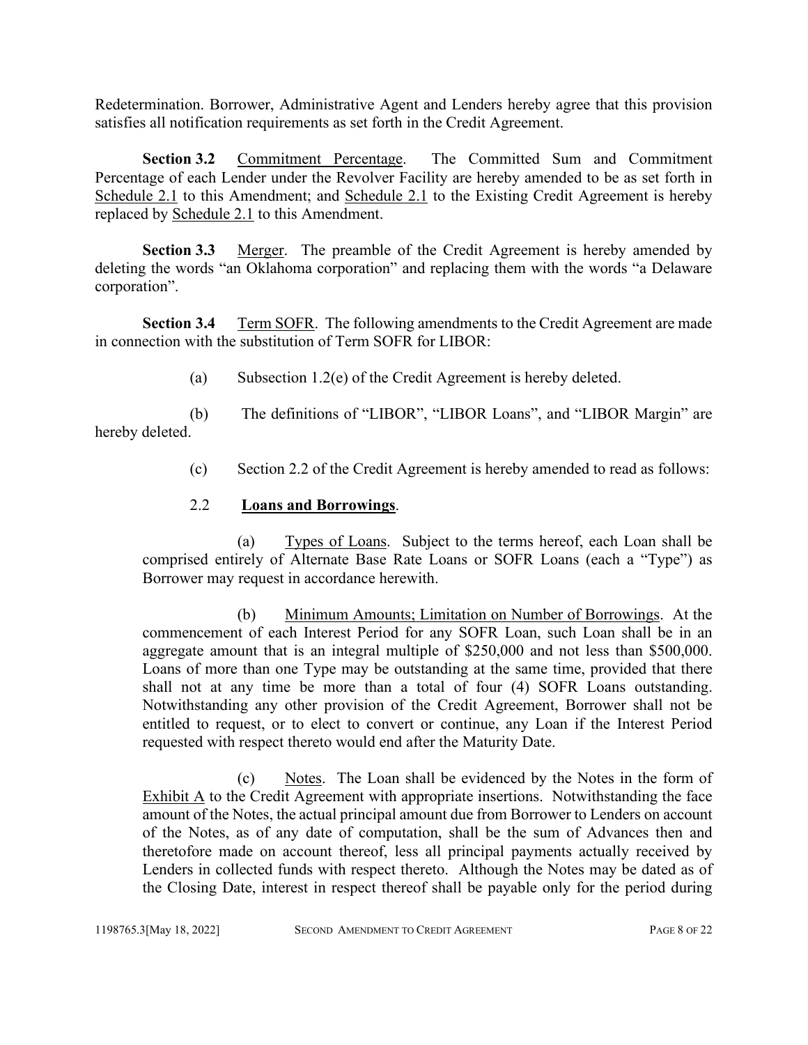Redetermination. Borrower, Administrative Agent and Lenders hereby agree that this provision satisfies all notification requirements as set forth in the Credit Agreement.

**Section 3.2** Commitment Percentage. The Committed Sum and Commitment Percentage of each Lender under the Revolver Facility are hereby amended to be as set forth in Schedule 2.1 to this Amendment; and Schedule 2.1 to the Existing Credit Agreement is hereby replaced by Schedule 2.1 to this Amendment.

**Section 3.3** Merger. The preamble of the Credit Agreement is hereby amended by deleting the words "an Oklahoma corporation" and replacing them with the words "a Delaware corporation".

**Section 3.4** Term SOFR. The following amendments to the Credit Agreement are made in connection with the substitution of Term SOFR for LIBOR:

(a) Subsection 1.2(e) of the Credit Agreement is hereby deleted.

(b) The definitions of "LIBOR", "LIBOR Loans", and "LIBOR Margin" are hereby deleted.

(c) Section 2.2 of the Credit Agreement is hereby amended to read as follows:

2.2 **Loans and Borrowings**.

(a) Types of Loans. Subject to the terms hereof, each Loan shall be comprised entirely of Alternate Base Rate Loans or SOFR Loans (each a "Type") as Borrower may request in accordance herewith.

(b) Minimum Amounts; Limitation on Number of Borrowings. At the commencement of each Interest Period for any SOFR Loan, such Loan shall be in an aggregate amount that is an integral multiple of $250,000 and not less than $500,000. Loans of more than one Type may be outstanding at the same time, provided that there shall not at any time be more than a total of four (4) SOFR Loans outstanding. Notwithstanding any other provision of the Credit Agreement, Borrower shall not be entitled to request, or to elect to convert or continue, any Loan if the Interest Period requested with respect thereto would end after the Maturity Date.

(c) Notes. The Loan shall be evidenced by the Notes in the form of Exhibit A to the Credit Agreement with appropriate insertions. Notwithstanding the face amount of the Notes, the actual principal amount due from Borrower to Lenders on account of the Notes, as of any date of computation, shall be the sum of Advances then and theretofore made on account thereof, less all principal payments actually received by Lenders in collected funds with respect thereto. Although the Notes may be dated as of the Closing Date, interest in respect thereof shall be payable only for the period during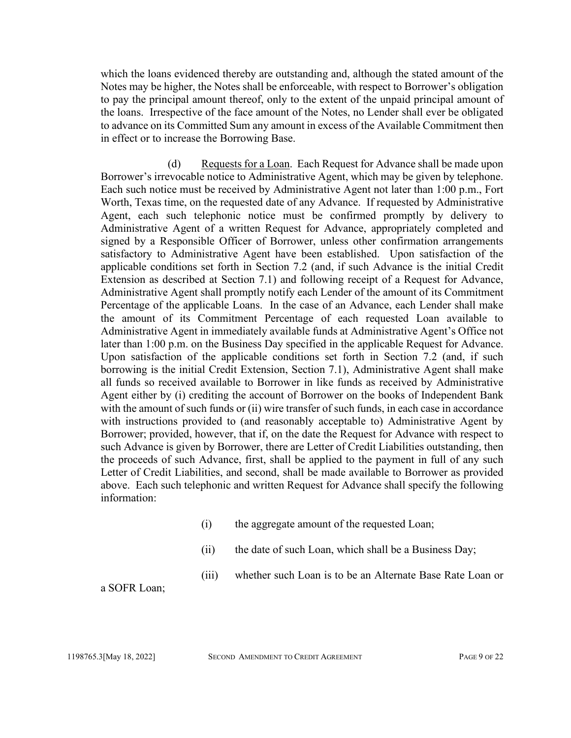which the loans evidenced thereby are outstanding and, although the stated amount of the Notes may be higher, the Notes shall be enforceable, with respect to Borrower's obligation to pay the principal amount thereof, only to the extent of the unpaid principal amount of the loans. Irrespective of the face amount of the Notes, no Lender shall ever be obligated to advance on its Committed Sum any amount in excess of the Available Commitment then in effect or to increase the Borrowing Base.

(d) Requests for a Loan. Each Request for Advance shall be made upon Borrower's irrevocable notice to Administrative Agent, which may be given by telephone. Each such notice must be received by Administrative Agent not later than 1:00 p.m., Fort Worth, Texas time, on the requested date of any Advance. If requested by Administrative Agent, each such telephonic notice must be confirmed promptly by delivery to Administrative Agent of a written Request for Advance, appropriately completed and signed by a Responsible Officer of Borrower, unless other confirmation arrangements satisfactory to Administrative Agent have been established. Upon satisfaction of the applicable conditions set forth in Section 7.2 (and, if such Advance is the initial Credit Extension as described at Section 7.1) and following receipt of a Request for Advance, Administrative Agent shall promptly notify each Lender of the amount of its Commitment Percentage of the applicable Loans. In the case of an Advance, each Lender shall make the amount of its Commitment Percentage of each requested Loan available to Administrative Agent in immediately available funds at Administrative Agent's Office not later than 1:00 p.m. on the Business Day specified in the applicable Request for Advance. Upon satisfaction of the applicable conditions set forth in Section 7.2 (and, if such borrowing is the initial Credit Extension, Section 7.1), Administrative Agent shall make all funds so received available to Borrower in like funds as received by Administrative Agent either by (i) crediting the account of Borrower on the books of Independent Bank with the amount of such funds or (ii) wire transfer of such funds, in each case in accordance with instructions provided to (and reasonably acceptable to) Administrative Agent by Borrower; provided, however, that if, on the date the Request for Advance with respect to such Advance is given by Borrower, there are Letter of Credit Liabilities outstanding, then the proceeds of such Advance, first, shall be applied to the payment in full of any such Letter of Credit Liabilities, and second, shall be made available to Borrower as provided above. Each such telephonic and written Request for Advance shall specify the following information:

(i) the aggregate amount of the requested Loan;

(ii) the date of such Loan, which shall be a Business Day;

(iii) whether such Loan is to be an Alternate Base Rate Loan or a SOFR Loan;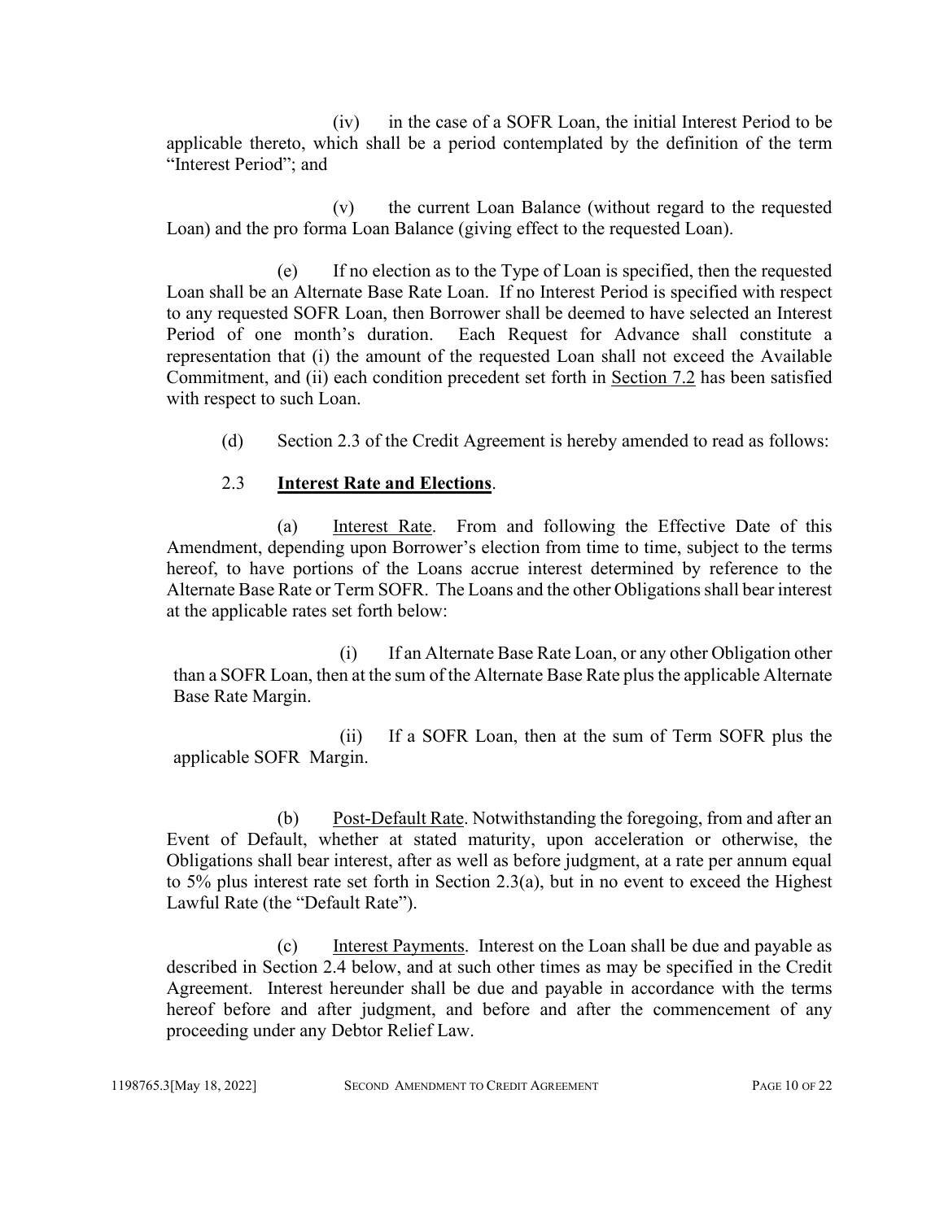(iv) in the case of a SOFR Loan, the initial Interest Period to be applicable thereto, which shall be a period contemplated by the definition of the term "Interest Period"; and

(v) the current Loan Balance (without regard to the requested Loan) and the pro forma Loan Balance (giving effect to the requested Loan).

(e) If no election as to the Type of Loan is specified, then the requested Loan shall be an Alternate Base Rate Loan. If no Interest Period is specified with respect to any requested SOFR Loan, then Borrower shall be deemed to have selected an Interest Period of one month's duration. Each Request for Advance shall constitute a representation that (i) the amount of the requested Loan shall not exceed the Available Commitment, and (ii) each condition precedent set forth in Section 7.2 has been satisfied with respect to such Loan.

(d) Section 2.3 of the Credit Agreement is hereby amended to read as follows:

2.3 **Interest Rate and Elections**.

(a) Interest Rate. From and following the Effective Date of this Amendment, depending upon Borrower's election from time to time, subject to the terms hereof, to have portions of the Loans accrue interest determined by reference to the Alternate Base Rate or Term SOFR. The Loans and the other Obligations shall bear interest at the applicable rates set forth below:

(i) If an Alternate Base Rate Loan, or any other Obligation other than a SOFR Loan, then at the sum of the Alternate Base Rate plus the applicable Alternate Base Rate Margin.

(ii) If a SOFR Loan, then at the sum of Term SOFR plus the applicable SOFR Margin.

(b) Post-Default Rate. Notwithstanding the foregoing, from and after an Event of Default, whether at stated maturity, upon acceleration or otherwise, the Obligations shall bear interest, after as well as before judgment, at a rate per annum equal to 5% plus interest rate set forth in Section 2.3(a), but in no event to exceed the Highest Lawful Rate (the "Default Rate").

(c) Interest Payments. Interest on the Loan shall be due and payable as described in Section 2.4 below, and at such other times as may be specified in the Credit Agreement. Interest hereunder shall be due and payable in accordance with the terms hereof before and after judgment, and before and after the commencement of any proceeding under any Debtor Relief Law.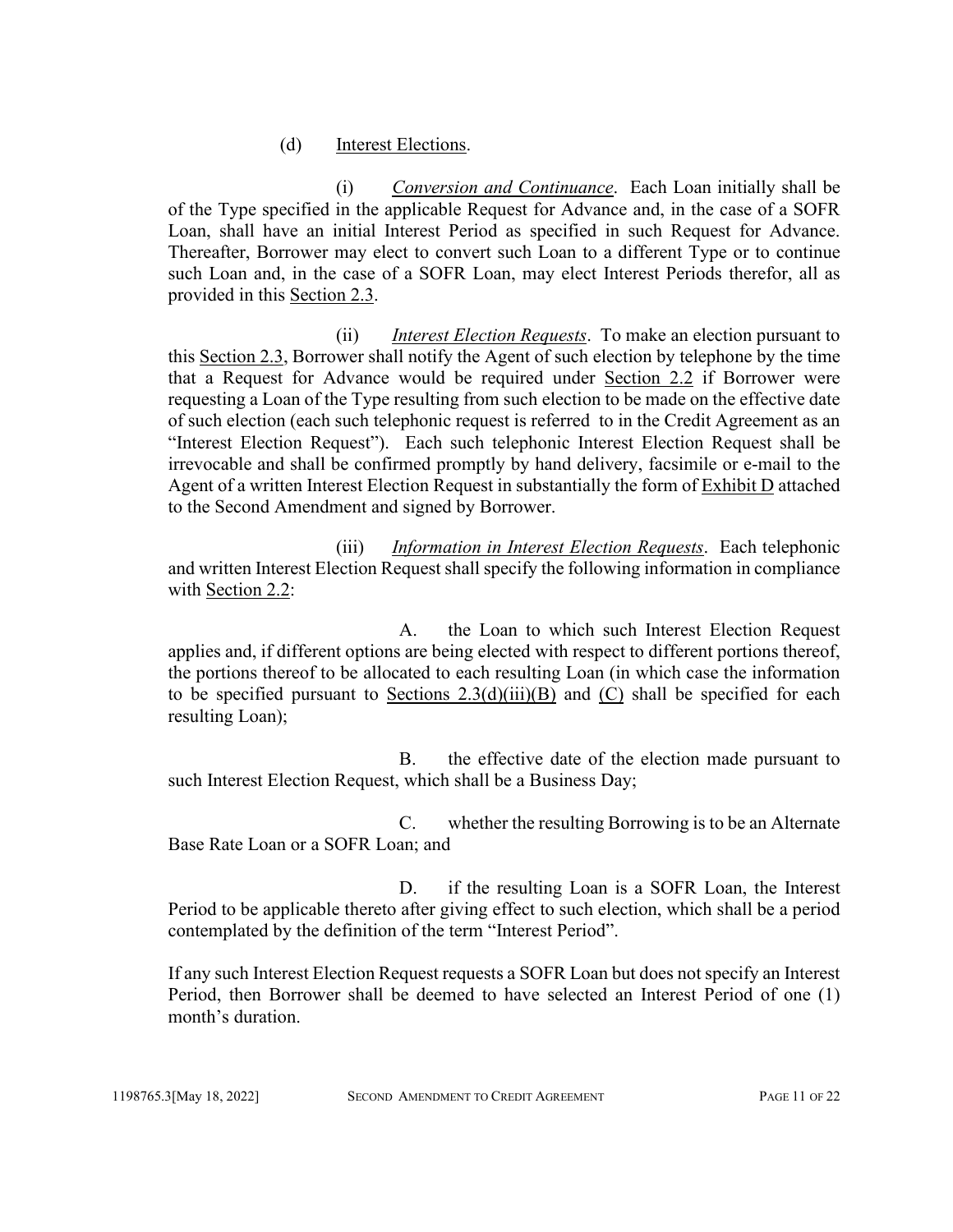(d) Interest Elections.

(i) *Conversion and Continuance*. Each Loan initially shall be of the Type specified in the applicable Request for Advance and, in the case of a SOFR Loan, shall have an initial Interest Period as specified in such Request for Advance. Thereafter, Borrower may elect to convert such Loan to a different Type or to continue such Loan and, in the case of a SOFR Loan, may elect Interest Periods therefor, all as provided in this Section 2.3.

(ii) *Interest Election Requests*. To make an election pursuant to this Section 2.3, Borrower shall notify the Agent of such election by telephone by the time that a Request for Advance would be required under Section 2.2 if Borrower were requesting a Loan of the Type resulting from such election to be made on the effective date of such election (each such telephonic request is referred to in the Credit Agreement as an "Interest Election Request"). Each such telephonic Interest Election Request shall be irrevocable and shall be confirmed promptly by hand delivery, facsimile or e-mail to the Agent of a written Interest Election Request in substantially the form of Exhibit D attached to the Second Amendment and signed by Borrower.

(iii) *Information in Interest Election Requests*. Each telephonic and written Interest Election Request shall specify the following information in compliance with Section 2.2:

A. the Loan to which such Interest Election Request applies and, if different options are being elected with respect to different portions thereof, the portions thereof to be allocated to each resulting Loan (in which case the information to be specified pursuant to Sections 2.3(d)(iii)(B) and (C) shall be specified for each resulting Loan);

B. the effective date of the election made pursuant to such Interest Election Request, which shall be a Business Day;

C. whether the resulting Borrowing is to be an Alternate Base Rate Loan or a SOFR Loan; and

D. if the resulting Loan is a SOFR Loan, the Interest Period to be applicable thereto after giving effect to such election, which shall be a period contemplated by the definition of the term "Interest Period".

If any such Interest Election Request requests a SOFR Loan but does not specify an Interest Period, then Borrower shall be deemed to have selected an Interest Period of one (1) month's duration.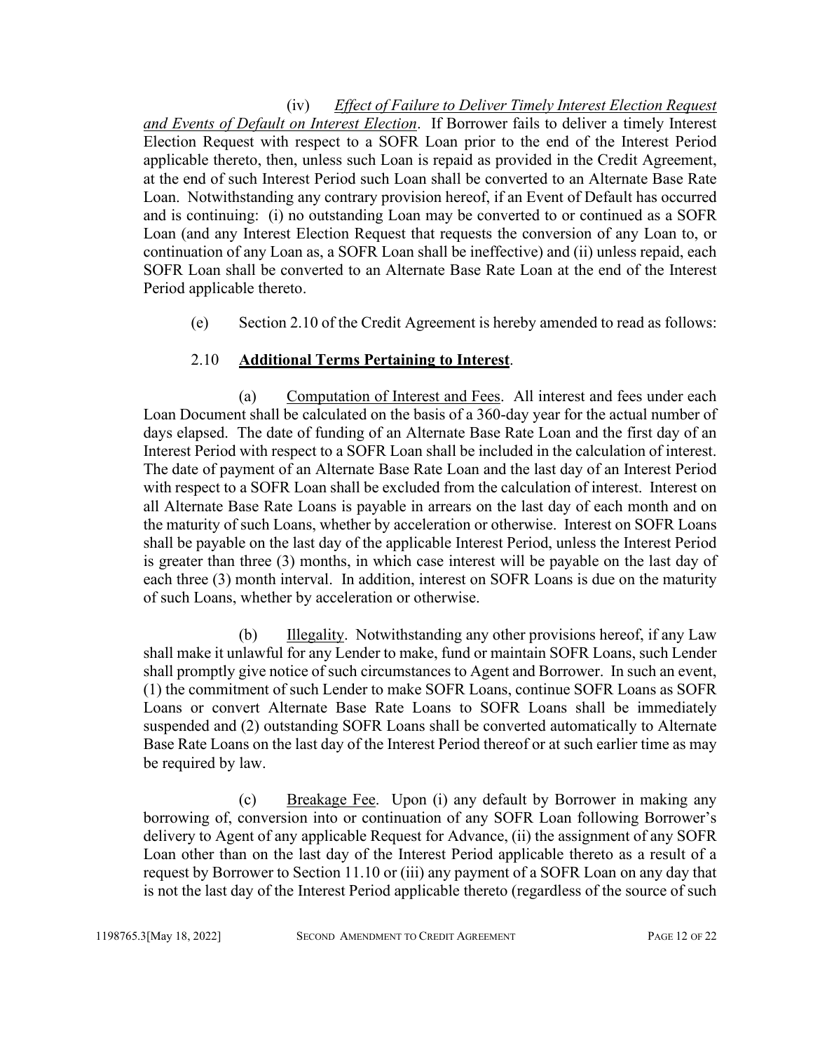(iv) *Effect of Failure to Deliver Timely Interest Election Request and Events of Default on Interest Election*. If Borrower fails to deliver a timely Interest Election Request with respect to a SOFR Loan prior to the end of the Interest Period applicable thereto, then, unless such Loan is repaid as provided in the Credit Agreement, at the end of such Interest Period such Loan shall be converted to an Alternate Base Rate Loan. Notwithstanding any contrary provision hereof, if an Event of Default has occurred and is continuing: (i) no outstanding Loan may be converted to or continued as a SOFR Loan (and any Interest Election Request that requests the conversion of any Loan to, or continuation of any Loan as, a SOFR Loan shall be ineffective) and (ii) unless repaid, each SOFR Loan shall be converted to an Alternate Base Rate Loan at the end of the Interest Period applicable thereto.

(e) Section 2.10 of the Credit Agreement is hereby amended to read as follows:

2.10 **Additional Terms Pertaining to Interest**.

(a) Computation of Interest and Fees. All interest and fees under each Loan Document shall be calculated on the basis of a 360-day year for the actual number of days elapsed. The date of funding of an Alternate Base Rate Loan and the first day of an Interest Period with respect to a SOFR Loan shall be included in the calculation of interest. The date of payment of an Alternate Base Rate Loan and the last day of an Interest Period with respect to a SOFR Loan shall be excluded from the calculation of interest. Interest on all Alternate Base Rate Loans is payable in arrears on the last day of each month and on the maturity of such Loans, whether by acceleration or otherwise. Interest on SOFR Loans shall be payable on the last day of the applicable Interest Period, unless the Interest Period is greater than three (3) months, in which case interest will be payable on the last day of each three (3) month interval. In addition, interest on SOFR Loans is due on the maturity of such Loans, whether by acceleration or otherwise.

(b) Illegality. Notwithstanding any other provisions hereof, if any Law shall make it unlawful for any Lender to make, fund or maintain SOFR Loans, such Lender shall promptly give notice of such circumstances to Agent and Borrower. In such an event, (1) the commitment of such Lender to make SOFR Loans, continue SOFR Loans as SOFR Loans or convert Alternate Base Rate Loans to SOFR Loans shall be immediately suspended and (2) outstanding SOFR Loans shall be converted automatically to Alternate Base Rate Loans on the last day of the Interest Period thereof or at such earlier time as may be required by law.

(c) Breakage Fee. Upon (i) any default by Borrower in making any borrowing of, conversion into or continuation of any SOFR Loan following Borrower's delivery to Agent of any applicable Request for Advance, (ii) the assignment of any SOFR Loan other than on the last day of the Interest Period applicable thereto as a result of a request by Borrower to Section 11.10 or (iii) any payment of a SOFR Loan on any day that is not the last day of the Interest Period applicable thereto (regardless of the source of such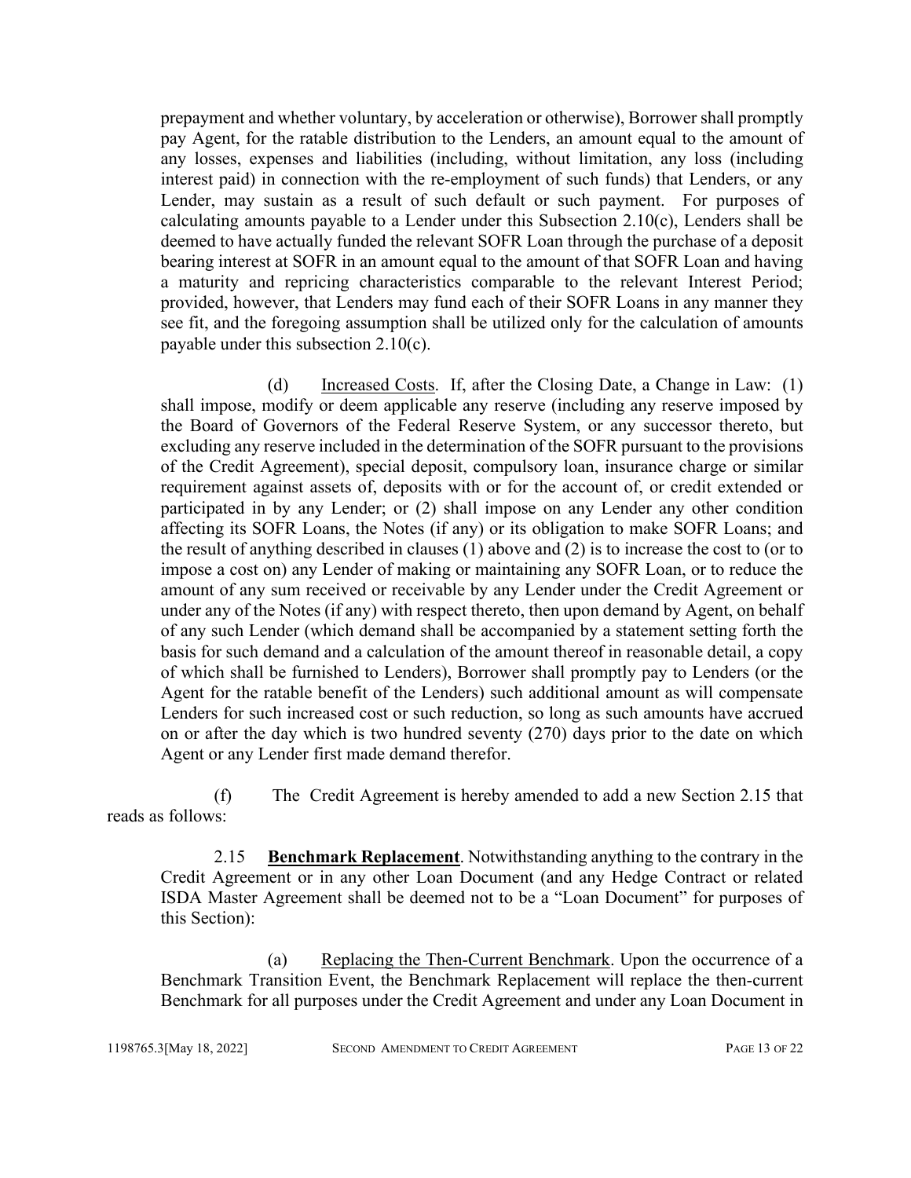prepayment and whether voluntary, by acceleration or otherwise), Borrower shall promptly pay Agent, for the ratable distribution to the Lenders, an amount equal to the amount of any losses, expenses and liabilities (including, without limitation, any loss (including interest paid) in connection with the re-employment of such funds) that Lenders, or any Lender, may sustain as a result of such default or such payment. For purposes of calculating amounts payable to a Lender under this Subsection 2.10(c), Lenders shall be deemed to have actually funded the relevant SOFR Loan through the purchase of a deposit bearing interest at SOFR in an amount equal to the amount of that SOFR Loan and having a maturity and repricing characteristics comparable to the relevant Interest Period; provided, however, that Lenders may fund each of their SOFR Loans in any manner they see fit, and the foregoing assumption shall be utilized only for the calculation of amounts payable under this subsection 2.10(c).

(d) Increased Costs. If, after the Closing Date, a Change in Law: (1) shall impose, modify or deem applicable any reserve (including any reserve imposed by the Board of Governors of the Federal Reserve System, or any successor thereto, but excluding any reserve included in the determination of the SOFR pursuant to the provisions of the Credit Agreement), special deposit, compulsory loan, insurance charge or similar requirement against assets of, deposits with or for the account of, or credit extended or participated in by any Lender; or (2) shall impose on any Lender any other condition affecting its SOFR Loans, the Notes (if any) or its obligation to make SOFR Loans; and the result of anything described in clauses (1) above and (2) is to increase the cost to (or to impose a cost on) any Lender of making or maintaining any SOFR Loan, or to reduce the amount of any sum received or receivable by any Lender under the Credit Agreement or under any of the Notes (if any) with respect thereto, then upon demand by Agent, on behalf of any such Lender (which demand shall be accompanied by a statement setting forth the basis for such demand and a calculation of the amount thereof in reasonable detail, a copy of which shall be furnished to Lenders), Borrower shall promptly pay to Lenders (or the Agent for the ratable benefit of the Lenders) such additional amount as will compensate Lenders for such increased cost or such reduction, so long as such amounts have accrued on or after the day which is two hundred seventy (270) days prior to the date on which Agent or any Lender first made demand therefor.

(f) The Credit Agreement is hereby amended to add a new Section 2.15 that reads as follows:

2.15 **Benchmark Replacement**. Notwithstanding anything to the contrary in the Credit Agreement or in any other Loan Document (and any Hedge Contract or related ISDA Master Agreement shall be deemed not to be a "Loan Document" for purposes of this Section):

(a) Replacing the Then-Current Benchmark. Upon the occurrence of a Benchmark Transition Event, the Benchmark Replacement will replace the then-current Benchmark for all purposes under the Credit Agreement and under any Loan Document in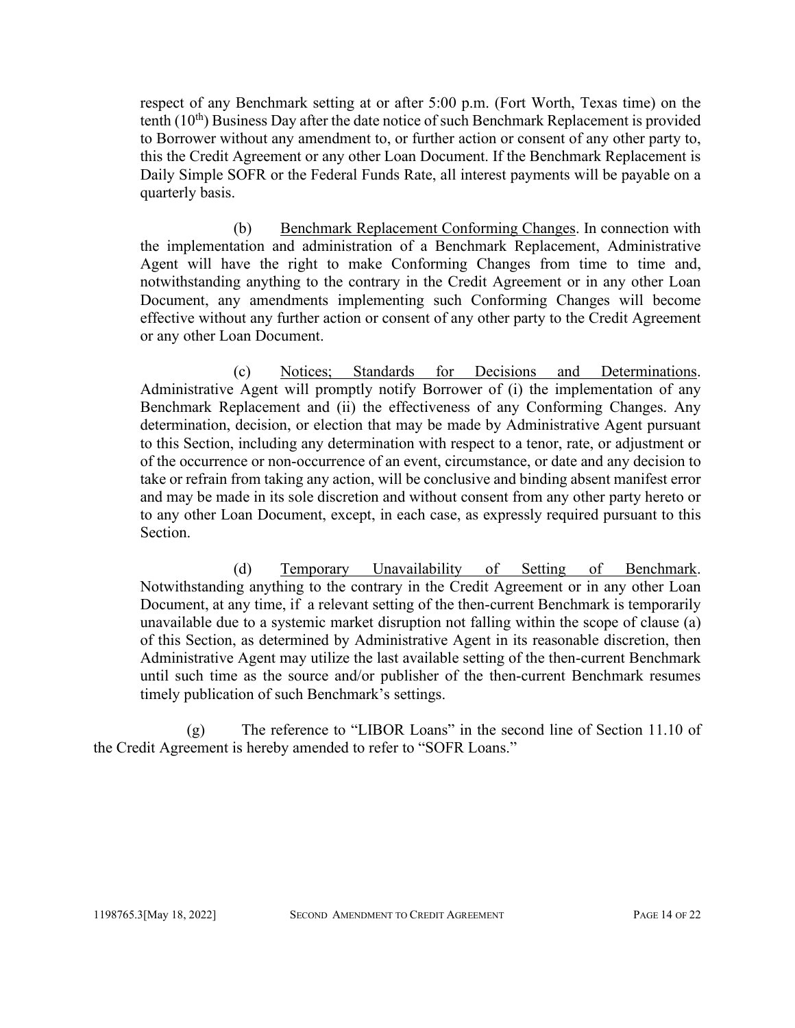respect of any Benchmark setting at or after 5:00 p.m. (Fort Worth, Texas time) on the tenth (10th) Business Day after the date notice of such Benchmark Replacement is provided to Borrower without any amendment to, or further action or consent of any other party to, this the Credit Agreement or any other Loan Document. If the Benchmark Replacement is Daily Simple SOFR or the Federal Funds Rate, all interest payments will be payable on a quarterly basis.

(b) Benchmark Replacement Conforming Changes. In connection with the implementation and administration of a Benchmark Replacement, Administrative Agent will have the right to make Conforming Changes from time to time and, notwithstanding anything to the contrary in the Credit Agreement or in any other Loan Document, any amendments implementing such Conforming Changes will become effective without any further action or consent of any other party to the Credit Agreement or any other Loan Document.

(c) Notices; Standards for Decisions and Determinations. Administrative Agent will promptly notify Borrower of (i) the implementation of any Benchmark Replacement and (ii) the effectiveness of any Conforming Changes. Any determination, decision, or election that may be made by Administrative Agent pursuant to this Section, including any determination with respect to a tenor, rate, or adjustment or of the occurrence or non-occurrence of an event, circumstance, or date and any decision to take or refrain from taking any action, will be conclusive and binding absent manifest error and may be made in its sole discretion and without consent from any other party hereto or to any other Loan Document, except, in each case, as expressly required pursuant to this Section.

(d) Temporary Unavailability of Setting of Benchmark. Notwithstanding anything to the contrary in the Credit Agreement or in any other Loan Document, at any time, if a relevant setting of the then-current Benchmark is temporarily unavailable due to a systemic market disruption not falling within the scope of clause (a) of this Section, as determined by Administrative Agent in its reasonable discretion, then Administrative Agent may utilize the last available setting of the then-current Benchmark until such time as the source and/or publisher of the then-current Benchmark resumes timely publication of such Benchmark's settings.

(g) The reference to "LIBOR Loans" in the second line of Section 11.10 of the Credit Agreement is hereby amended to refer to "SOFR Loans."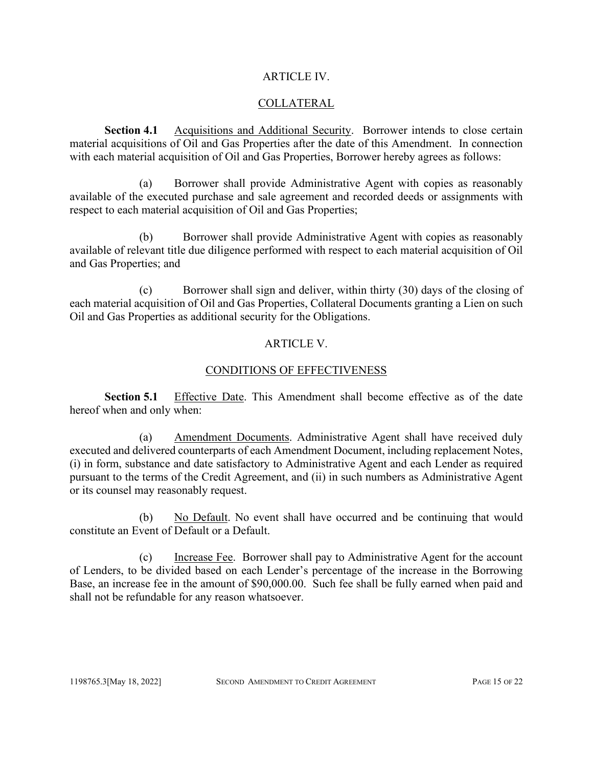## ARTICLE IV.

## COLLATERAL

**Section 4.1** Acquisitions and Additional Security. Borrower intends to close certain material acquisitions of Oil and Gas Properties after the date of this Amendment. In connection with each material acquisition of Oil and Gas Properties, Borrower hereby agrees as follows:

(a) Borrower shall provide Administrative Agent with copies as reasonably available of the executed purchase and sale agreement and recorded deeds or assignments with respect to each material acquisition of Oil and Gas Properties;

(b) Borrower shall provide Administrative Agent with copies as reasonably available of relevant title due diligence performed with respect to each material acquisition of Oil and Gas Properties; and

(c) Borrower shall sign and deliver, within thirty (30) days of the closing of each material acquisition of Oil and Gas Properties, Collateral Documents granting a Lien on such Oil and Gas Properties as additional security for the Obligations.

## ARTICLE V.

## CONDITIONS OF EFFECTIVENESS

**Section 5.1** Effective Date. This Amendment shall become effective as of the date hereof when and only when:

(a) Amendment Documents. Administrative Agent shall have received duly executed and delivered counterparts of each Amendment Document, including replacement Notes, (i) in form, substance and date satisfactory to Administrative Agent and each Lender as required pursuant to the terms of the Credit Agreement, and (ii) in such numbers as Administrative Agent or its counsel may reasonably request.

(b) No Default. No event shall have occurred and be continuing that would constitute an Event of Default or a Default.

(c) Increase Fee. Borrower shall pay to Administrative Agent for the account of Lenders, to be divided based on each Lender's percentage of the increase in the Borrowing Base, an increase fee in the amount of $90,000.00. Such fee shall be fully earned when paid and shall not be refundable for any reason whatsoever.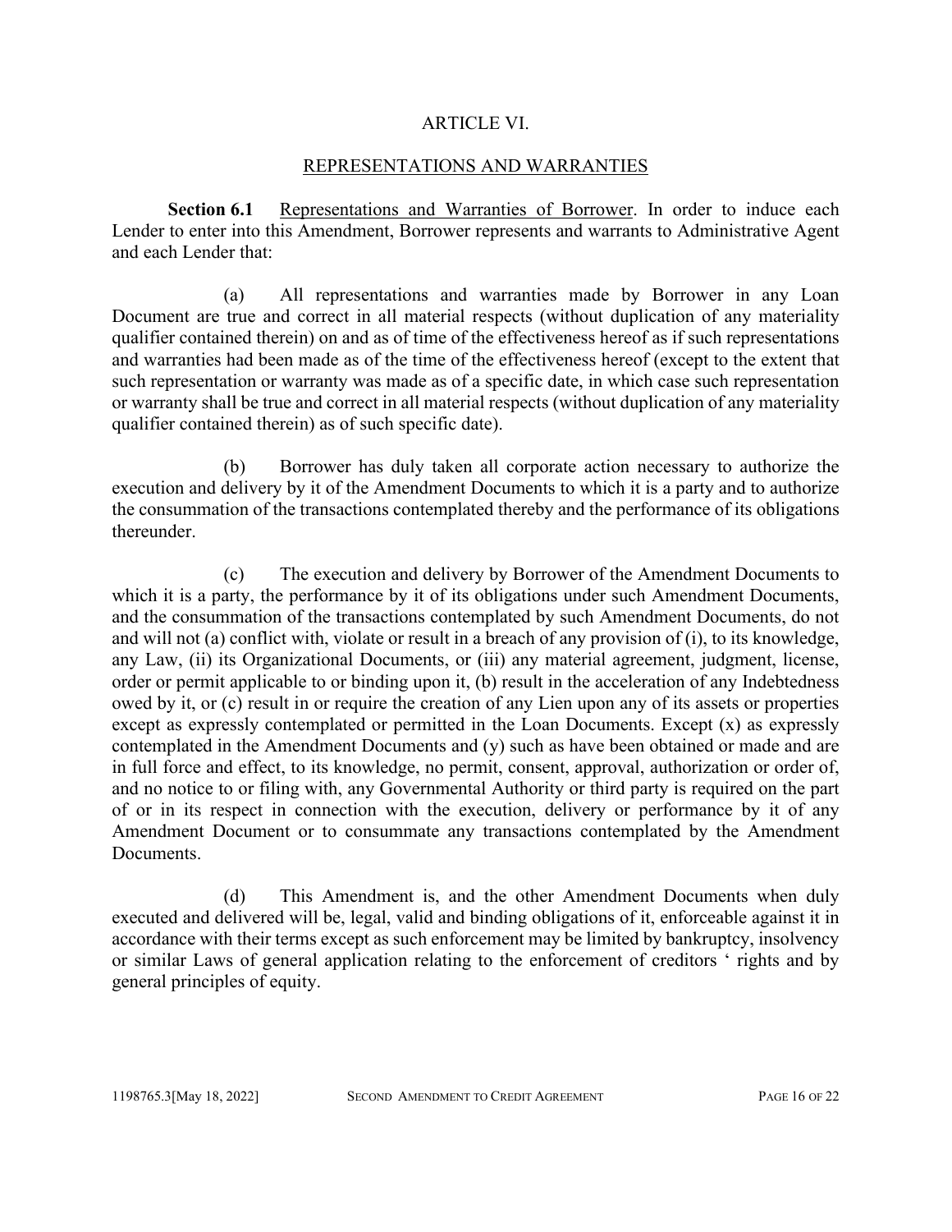## ARTICLE VI.

## REPRESENTATIONS AND WARRANTIES

**Section 6.1** Representations and Warranties of Borrower. In order to induce each Lender to enter into this Amendment, Borrower represents and warrants to Administrative Agent and each Lender that:

(a) All representations and warranties made by Borrower in any Loan Document are true and correct in all material respects (without duplication of any materiality qualifier contained therein) on and as of time of the effectiveness hereof as if such representations and warranties had been made as of the time of the effectiveness hereof (except to the extent that such representation or warranty was made as of a specific date, in which case such representation or warranty shall be true and correct in all material respects (without duplication of any materiality qualifier contained therein) as of such specific date).

(b) Borrower has duly taken all corporate action necessary to authorize the execution and delivery by it of the Amendment Documents to which it is a party and to authorize the consummation of the transactions contemplated thereby and the performance of its obligations thereunder.

(c) The execution and delivery by Borrower of the Amendment Documents to which it is a party, the performance by it of its obligations under such Amendment Documents, and the consummation of the transactions contemplated by such Amendment Documents, do not and will not (a) conflict with, violate or result in a breach of any provision of (i), to its knowledge, any Law, (ii) its Organizational Documents, or (iii) any material agreement, judgment, license, order or permit applicable to or binding upon it, (b) result in the acceleration of any Indebtedness owed by it, or (c) result in or require the creation of any Lien upon any of its assets or properties except as expressly contemplated or permitted in the Loan Documents. Except (x) as expressly contemplated in the Amendment Documents and (y) such as have been obtained or made and are in full force and effect, to its knowledge, no permit, consent, approval, authorization or order of, and no notice to or filing with, any Governmental Authority or third party is required on the part of or in its respect in connection with the execution, delivery or performance by it of any Amendment Document or to consummate any transactions contemplated by the Amendment Documents.

(d) This Amendment is, and the other Amendment Documents when duly executed and delivered will be, legal, valid and binding obligations of it, enforceable against it in accordance with their terms except as such enforcement may be limited by bankruptcy, insolvency or similar Laws of general application relating to the enforcement of creditors ' rights and by general principles of equity.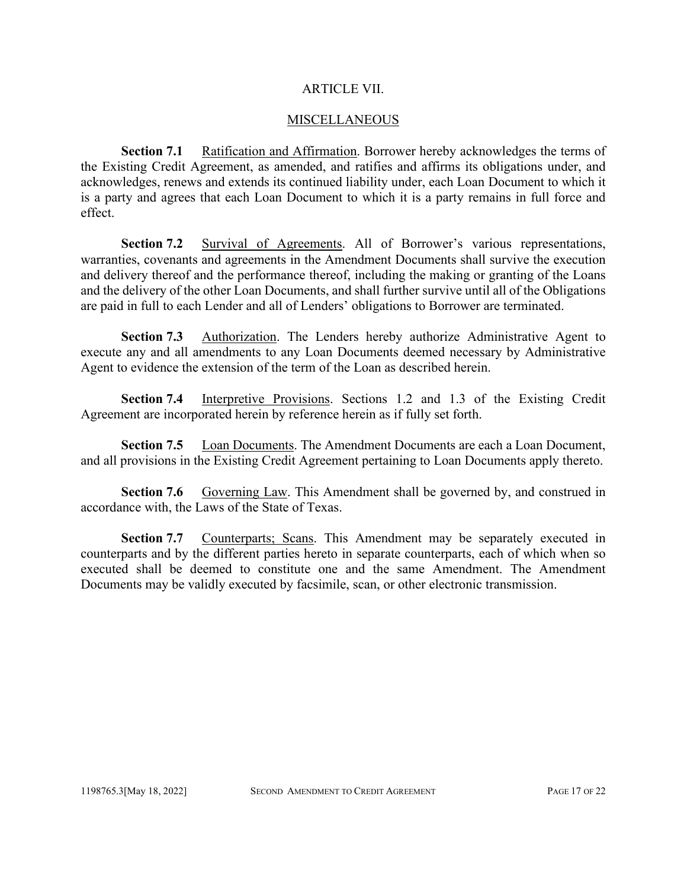# ARTICLE VII.

## MISCELLANEOUS

**Section 7.1** Ratification and Affirmation. Borrower hereby acknowledges the terms of the Existing Credit Agreement, as amended, and ratifies and affirms its obligations under, and acknowledges, renews and extends its continued liability under, each Loan Document to which it is a party and agrees that each Loan Document to which it is a party remains in full force and effect.

**Section 7.2** Survival of Agreements. All of Borrower's various representations, warranties, covenants and agreements in the Amendment Documents shall survive the execution and delivery thereof and the performance thereof, including the making or granting of the Loans and the delivery of the other Loan Documents, and shall further survive until all of the Obligations are paid in full to each Lender and all of Lenders' obligations to Borrower are terminated.

**Section 7.3** Authorization. The Lenders hereby authorize Administrative Agent to execute any and all amendments to any Loan Documents deemed necessary by Administrative Agent to evidence the extension of the term of the Loan as described herein.

**Section 7.4** Interpretive Provisions. Sections 1.2 and 1.3 of the Existing Credit Agreement are incorporated herein by reference herein as if fully set forth.

**Section 7.5** Loan Documents. The Amendment Documents are each a Loan Document, and all provisions in the Existing Credit Agreement pertaining to Loan Documents apply thereto.

**Section 7.6** Governing Law. This Amendment shall be governed by, and construed in accordance with, the Laws of the State of Texas.

**Section 7.7** Counterparts; Scans. This Amendment may be separately executed in counterparts and by the different parties hereto in separate counterparts, each of which when so executed shall be deemed to constitute one and the same Amendment. The Amendment Documents may be validly executed by facsimile, scan, or other electronic transmission.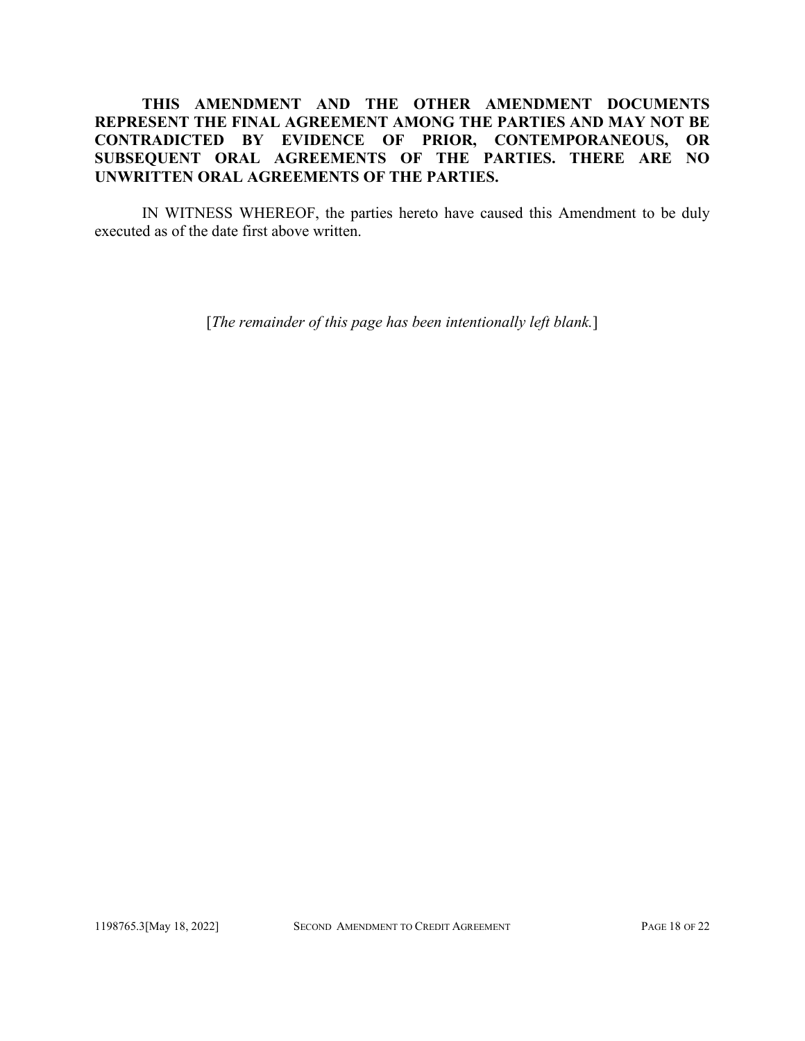**THIS AMENDMENT AND THE OTHER AMENDMENT DOCUMENTS REPRESENT THE FINAL AGREEMENT AMONG THE PARTIES AND MAY NOT BE CONTRADICTED BY EVIDENCE OF PRIOR, CONTEMPORANEOUS, OR SUBSEQUENT ORAL AGREEMENTS OF THE PARTIES. THERE ARE NO UNWRITTEN ORAL AGREEMENTS OF THE PARTIES.**

IN WITNESS WHEREOF, the parties hereto have caused this Amendment to be duly executed as of the date first above written.

[*The remainder of this page has been intentionally left blank.*]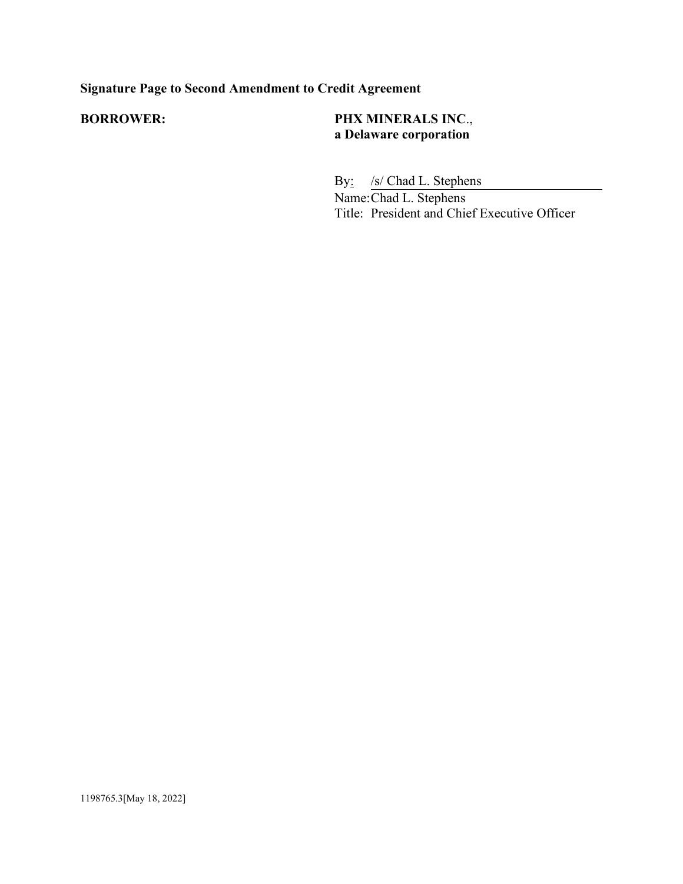**Signature Page to Second Amendment to Credit Agreement**

**BORROWER:** **PHX MINERALS INC.**, **a Delaware corporation**

By: /s/ Chad L. Stephens
Name: Chad L. Stephens
Title: President and Chief Executive Officer

1198765.3[May 18, 2022]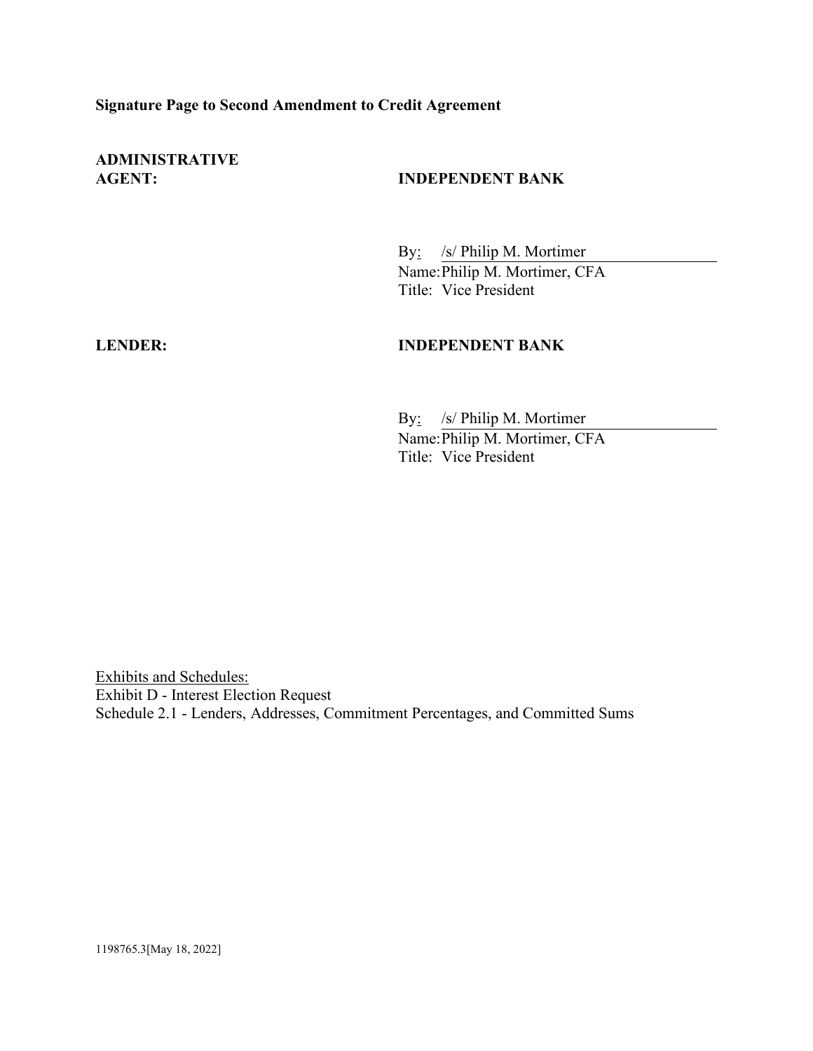**Signature Page to Second Amendment to Credit Agreement**

| **ADMINISTRATIVE AGENT:** | **INDEPENDENT BANK** |
|---|---|
| | By: /s/ Philip M. Mortimer<br>Name: Philip M. Mortimer, CFA<br>Title: Vice President |
| **LENDER:** | **INDEPENDENT BANK** |
| | By: /s/ Philip M. Mortimer<br>Name: Philip M. Mortimer, CFA<br>Title: Vice President |

Exhibits and Schedules:
Exhibit D - Interest Election Request
Schedule 2.1 - Lenders, Addresses, Commitment Percentages, and Committed Sums

1198765.3[May 18, 2022]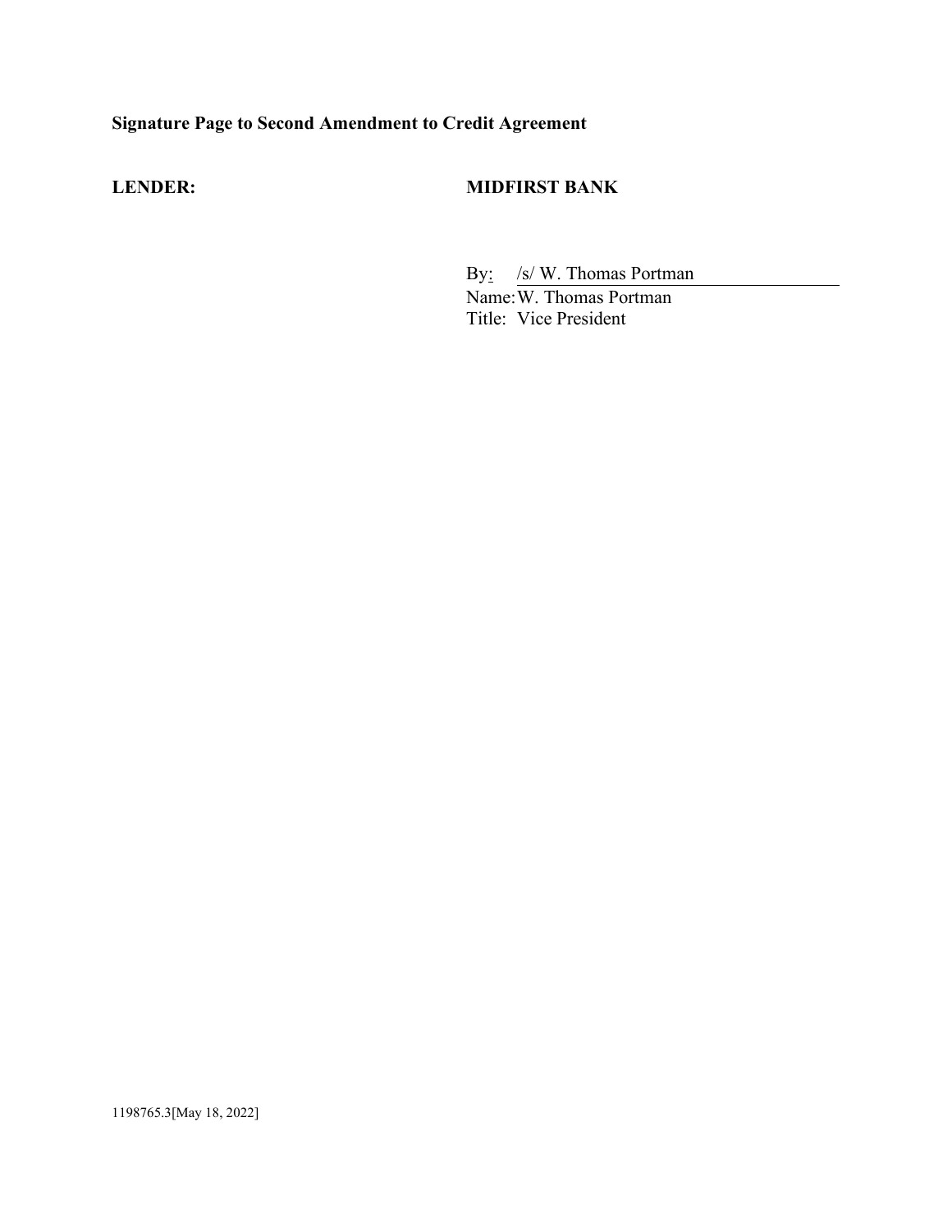**Signature Page to Second Amendment to Credit Agreement**

**LENDER:** **MIDFIRST BANK**

By: /s/ W. Thomas Portman
Name: W. Thomas Portman
Title: Vice President

1198765.3[May 18, 2022]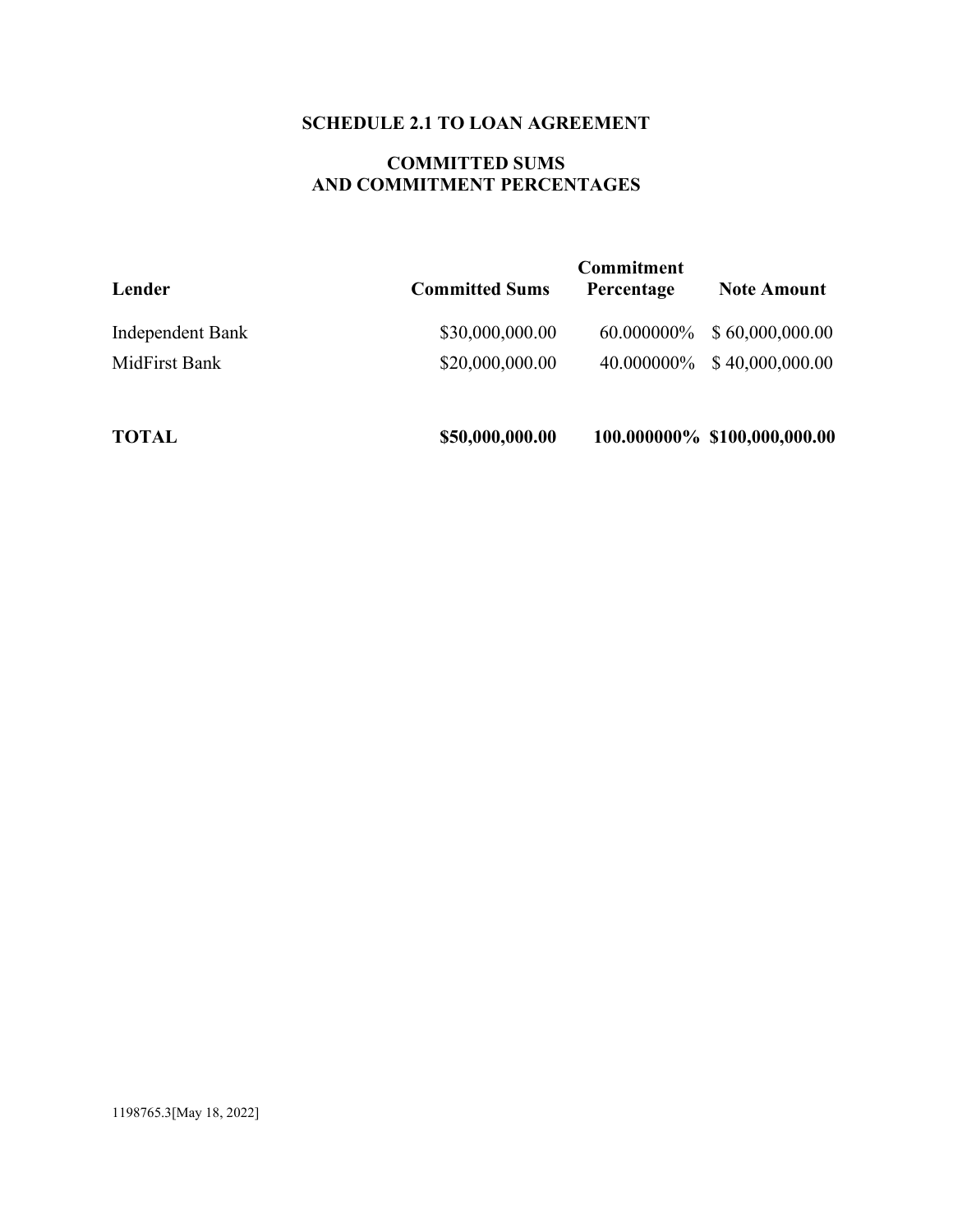**SCHEDULE 2.1 TO LOAN AGREEMENT**

**COMMITTED SUMS AND COMMITMENT PERCENTAGES**

| Lender | Committed Sums | Commitment Percentage | Note Amount |
|---|---|---|---|
| Independent Bank | $30,000,000.00 | 60.000000% | $ 60,000,000.00 |
| MidFirst Bank | $20,000,000.00 | 40.000000% | $ 40,000,000.00 |
| **TOTAL** | **$50,000,000.00** | **100.000000%** | **$100,000,000.00** |

1198765.3[May 18, 2022]